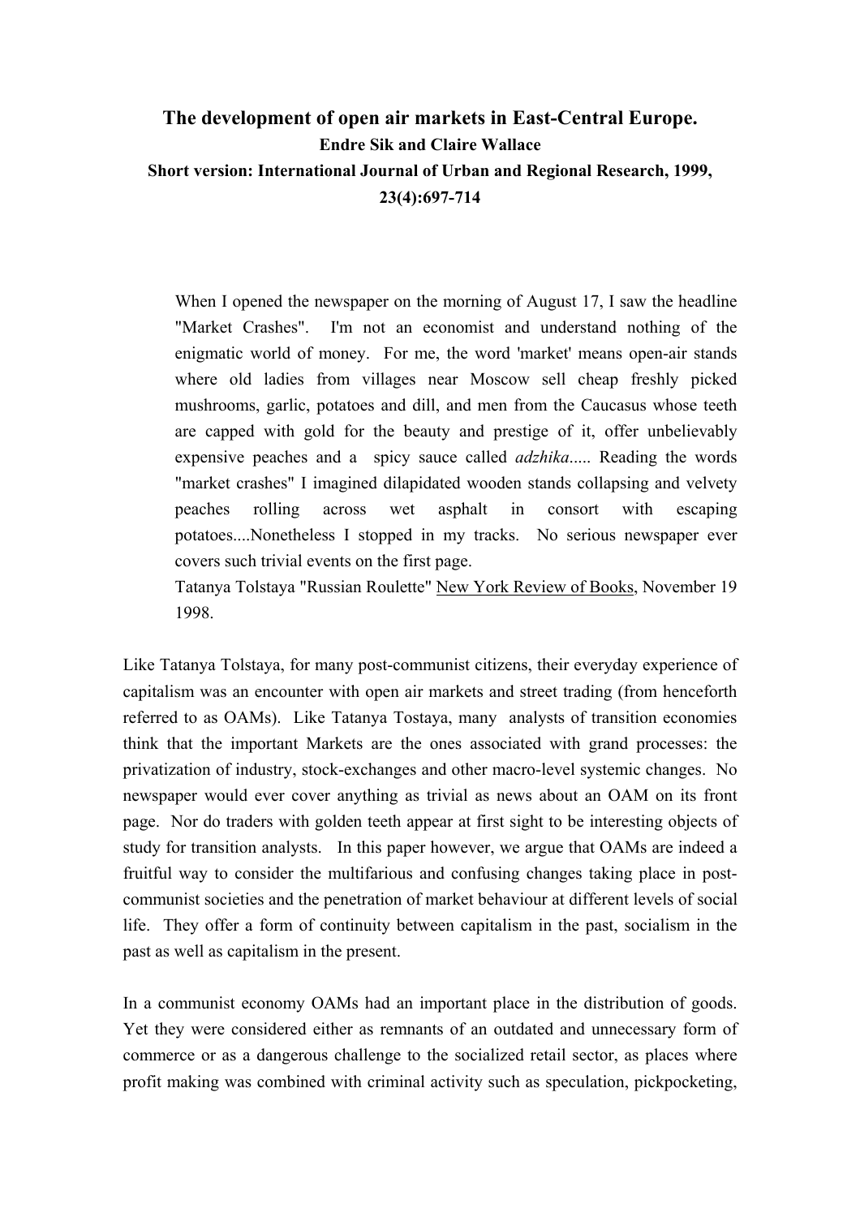# The development of open air markets in East-Central Europe.

**Endre Sik and Claire Wallace**

**Short version: International Journal of Urban and Regional Research, 1999, 23(4):697-714**

> When I opened the newspaper on the morning of August 17, I saw the headline "Market Crashes". I'm not an economist and understand nothing of the enigmatic world of money. For me, the word 'market' means open-air stands where old ladies from villages near Moscow sell cheap freshly picked mushrooms, garlic, potatoes and dill, and men from the Caucasus whose teeth are capped with gold for the beauty and prestige of it, offer unbelievably expensive peaches and a spicy sauce called *adzhika*..... Reading the words "market crashes" I imagined dilapidated wooden stands collapsing and velvety peaches rolling across wet asphalt in consort with escaping potatoes....Nonetheless I stopped in my tracks. No serious newspaper ever covers such trivial events on the first page.
>
> Tatanya Tolstaya "Russian Roulette" New York Review of Books, November 19 1998.

Like Tatanya Tolstaya, for many post-communist citizens, their everyday experience of capitalism was an encounter with open air markets and street trading (from henceforth referred to as OAMs). Like Tatanya Tostaya, many analysts of transition economies think that the important Markets are the ones associated with grand processes: the privatization of industry, stock-exchanges and other macro-level systemic changes. No newspaper would ever cover anything as trivial as news about an OAM on its front page. Nor do traders with golden teeth appear at first sight to be interesting objects of study for transition analysts. In this paper however, we argue that OAMs are indeed a fruitful way to consider the multifarious and confusing changes taking place in post-communist societies and the penetration of market behaviour at different levels of social life. They offer a form of continuity between capitalism in the past, socialism in the past as well as capitalism in the present.

In a communist economy OAMs had an important place in the distribution of goods. Yet they were considered either as remnants of an outdated and unnecessary form of commerce or as a dangerous challenge to the socialized retail sector, as places where profit making was combined with criminal activity such as speculation, pickpocketing,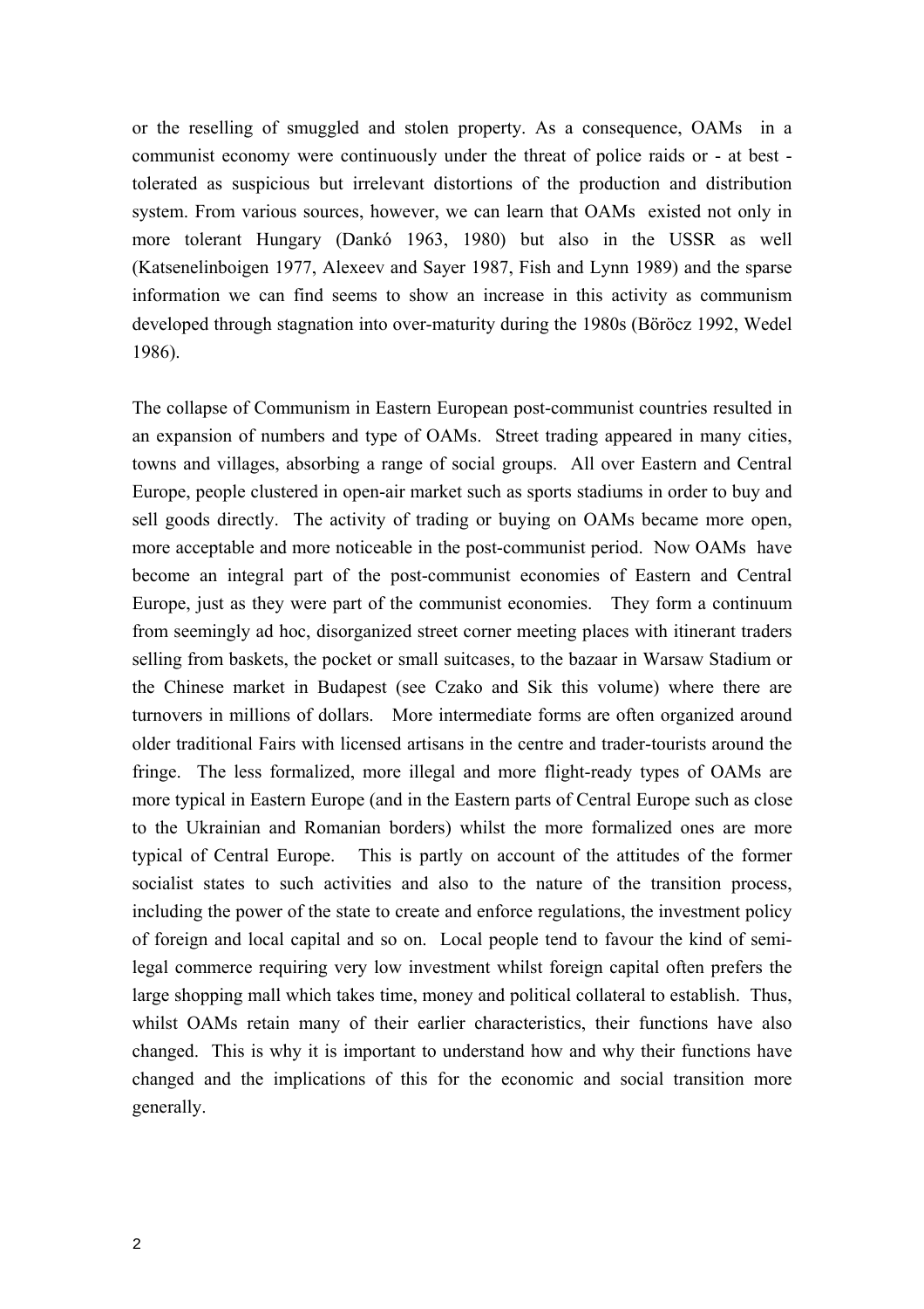or the reselling of smuggled and stolen property. As a consequence, OAMs in a communist economy were continuously under the threat of police raids or - at best - tolerated as suspicious but irrelevant distortions of the production and distribution system. From various sources, however, we can learn that OAMs existed not only in more tolerant Hungary (Dankó 1963, 1980) but also in the USSR as well (Katsenelinboigen 1977, Alexeev and Sayer 1987, Fish and Lynn 1989) and the sparse information we can find seems to show an increase in this activity as communism developed through stagnation into over-maturity during the 1980s (Böröcz 1992, Wedel 1986).

The collapse of Communism in Eastern European post-communist countries resulted in an expansion of numbers and type of OAMs. Street trading appeared in many cities, towns and villages, absorbing a range of social groups. All over Eastern and Central Europe, people clustered in open-air market such as sports stadiums in order to buy and sell goods directly. The activity of trading or buying on OAMs became more open, more acceptable and more noticeable in the post-communist period. Now OAMs have become an integral part of the post-communist economies of Eastern and Central Europe, just as they were part of the communist economies. They form a continuum from seemingly ad hoc, disorganized street corner meeting places with itinerant traders selling from baskets, the pocket or small suitcases, to the bazaar in Warsaw Stadium or the Chinese market in Budapest (see Czako and Sik this volume) where there are turnovers in millions of dollars. More intermediate forms are often organized around older traditional Fairs with licensed artisans in the centre and trader-tourists around the fringe. The less formalized, more illegal and more flight-ready types of OAMs are more typical in Eastern Europe (and in the Eastern parts of Central Europe such as close to the Ukrainian and Romanian borders) whilst the more formalized ones are more typical of Central Europe. This is partly on account of the attitudes of the former socialist states to such activities and also to the nature of the transition process, including the power of the state to create and enforce regulations, the investment policy of foreign and local capital and so on. Local people tend to favour the kind of semi-legal commerce requiring very low investment whilst foreign capital often prefers the large shopping mall which takes time, money and political collateral to establish. Thus, whilst OAMs retain many of their earlier characteristics, their functions have also changed. This is why it is important to understand how and why their functions have changed and the implications of this for the economic and social transition more generally.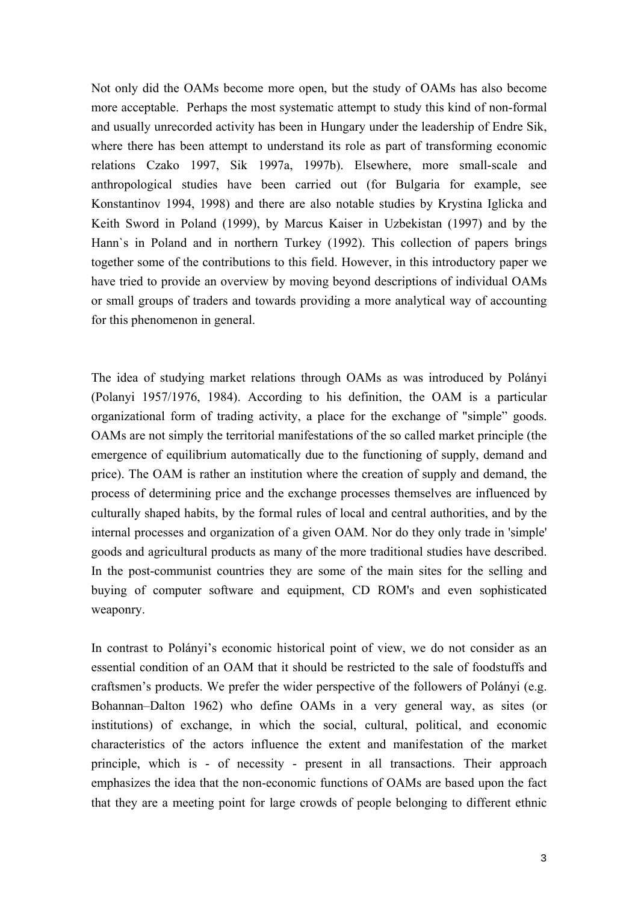Not only did the OAMs become more open, but the study of OAMs has also become more acceptable. Perhaps the most systematic attempt to study this kind of non-formal and usually unrecorded activity has been in Hungary under the leadership of Endre Sik, where there has been attempt to understand its role as part of transforming economic relations Czako 1997, Sik 1997a, 1997b). Elsewhere, more small-scale and anthropological studies have been carried out (for Bulgaria for example, see Konstantinov 1994, 1998) and there are also notable studies by Krystina Iglicka and Keith Sword in Poland (1999), by Marcus Kaiser in Uzbekistan (1997) and by the Hann`s in Poland and in northern Turkey (1992). This collection of papers brings together some of the contributions to this field. However, in this introductory paper we have tried to provide an overview by moving beyond descriptions of individual OAMs or small groups of traders and towards providing a more analytical way of accounting for this phenomenon in general.

The idea of studying market relations through OAMs as was introduced by Polányi (Polanyi 1957/1976, 1984). According to his definition, the OAM is a particular organizational form of trading activity, a place for the exchange of "simple" goods. OAMs are not simply the territorial manifestations of the so called market principle (the emergence of equilibrium automatically due to the functioning of supply, demand and price). The OAM is rather an institution where the creation of supply and demand, the process of determining price and the exchange processes themselves are influenced by culturally shaped habits, by the formal rules of local and central authorities, and by the internal processes and organization of a given OAM. Nor do they only trade in 'simple' goods and agricultural products as many of the more traditional studies have described. In the post-communist countries they are some of the main sites for the selling and buying of computer software and equipment, CD ROM's and even sophisticated weaponry.

In contrast to Polányi's economic historical point of view, we do not consider as an essential condition of an OAM that it should be restricted to the sale of foodstuffs and craftsmen's products. We prefer the wider perspective of the followers of Polányi (e.g. Bohannan–Dalton 1962) who define OAMs in a very general way, as sites (or institutions) of exchange, in which the social, cultural, political, and economic characteristics of the actors influence the extent and manifestation of the market principle, which is - of necessity - present in all transactions. Their approach emphasizes the idea that the non-economic functions of OAMs are based upon the fact that they are a meeting point for large crowds of people belonging to different ethnic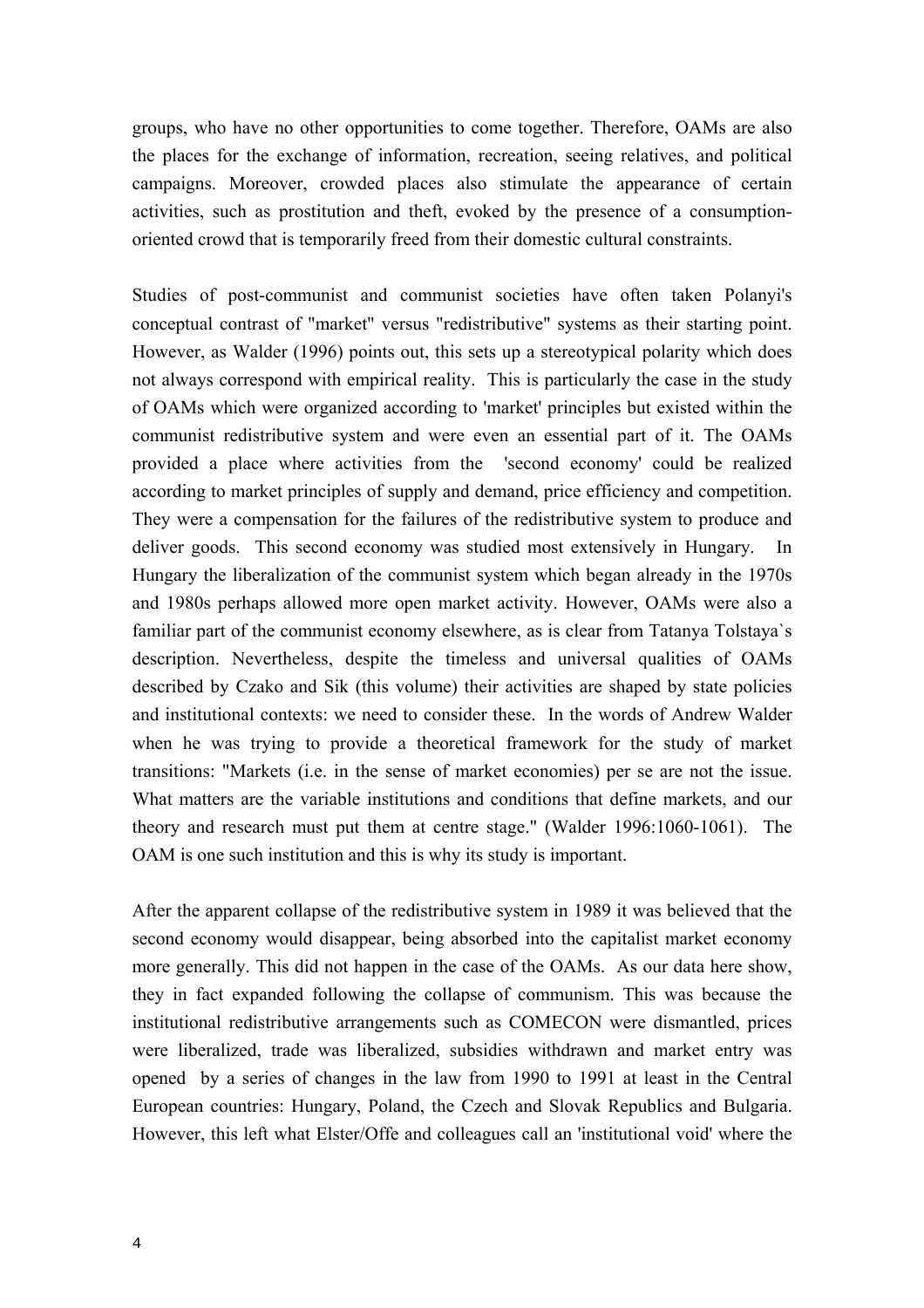groups, who have no other opportunities to come together. Therefore, OAMs are also the places for the exchange of information, recreation, seeing relatives, and political campaigns. Moreover, crowded places also stimulate the appearance of certain activities, such as prostitution and theft, evoked by the presence of a consumption-oriented crowd that is temporarily freed from their domestic cultural constraints.

Studies of post-communist and communist societies have often taken Polanyi's conceptual contrast of "market" versus "redistributive" systems as their starting point. However, as Walder (1996) points out, this sets up a stereotypical polarity which does not always correspond with empirical reality. This is particularly the case in the study of OAMs which were organized according to 'market' principles but existed within the communist redistributive system and were even an essential part of it. The OAMs provided a place where activities from the 'second economy' could be realized according to market principles of supply and demand, price efficiency and competition. They were a compensation for the failures of the redistributive system to produce and deliver goods. This second economy was studied most extensively in Hungary. In Hungary the liberalization of the communist system which began already in the 1970s and 1980s perhaps allowed more open market activity. However, OAMs were also a familiar part of the communist economy elsewhere, as is clear from Tatanya Tolstaya`s description. Nevertheless, despite the timeless and universal qualities of OAMs described by Czako and Sik (this volume) their activities are shaped by state policies and institutional contexts: we need to consider these. In the words of Andrew Walder when he was trying to provide a theoretical framework for the study of market transitions: "Markets (i.e. in the sense of market economies) per se are not the issue. What matters are the variable institutions and conditions that define markets, and our theory and research must put them at centre stage." (Walder 1996:1060-1061). The OAM is one such institution and this is why its study is important.

After the apparent collapse of the redistributive system in 1989 it was believed that the second economy would disappear, being absorbed into the capitalist market economy more generally. This did not happen in the case of the OAMs. As our data here show, they in fact expanded following the collapse of communism. This was because the institutional redistributive arrangements such as COMECON were dismantled, prices were liberalized, trade was liberalized, subsidies withdrawn and market entry was opened by a series of changes in the law from 1990 to 1991 at least in the Central European countries: Hungary, Poland, the Czech and Slovak Republics and Bulgaria. However, this left what Elster/Offe and colleagues call an 'institutional void' where the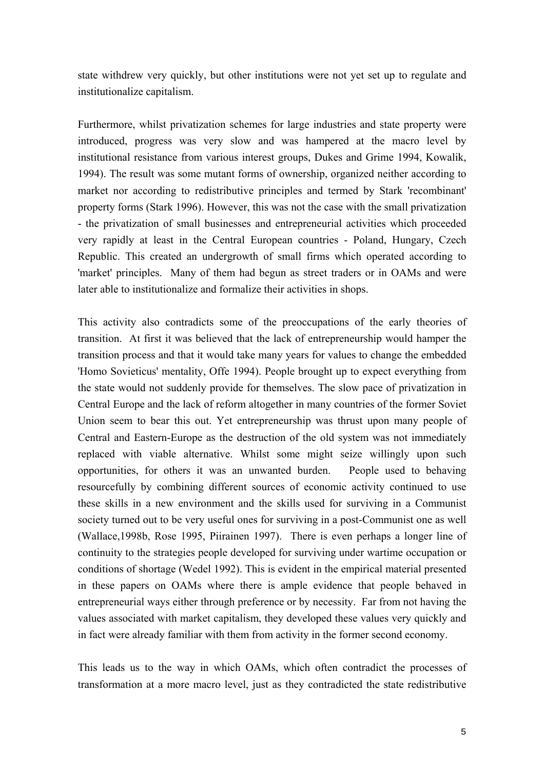state withdrew very quickly, but other institutions were not yet set up to regulate and institutionalize capitalism.

Furthermore, whilst privatization schemes for large industries and state property were introduced, progress was very slow and was hampered at the macro level by institutional resistance from various interest groups, Dukes and Grime 1994, Kowalik, 1994). The result was some mutant forms of ownership, organized neither according to market nor according to redistributive principles and termed by Stark 'recombinant' property forms (Stark 1996). However, this was not the case with the small privatization - the privatization of small businesses and entrepreneurial activities which proceeded very rapidly at least in the Central European countries - Poland, Hungary, Czech Republic. This created an undergrowth of small firms which operated according to 'market' principles. Many of them had begun as street traders or in OAMs and were later able to institutionalize and formalize their activities in shops.

This activity also contradicts some of the preoccupations of the early theories of transition. At first it was believed that the lack of entrepreneurship would hamper the transition process and that it would take many years for values to change the embedded 'Homo Sovieticus' mentality, Offe 1994). People brought up to expect everything from the state would not suddenly provide for themselves. The slow pace of privatization in Central Europe and the lack of reform altogether in many countries of the former Soviet Union seem to bear this out. Yet entrepreneurship was thrust upon many people of Central and Eastern-Europe as the destruction of the old system was not immediately replaced with viable alternative. Whilst some might seize willingly upon such opportunities, for others it was an unwanted burden. People used to behaving resourcefully by combining different sources of economic activity continued to use these skills in a new environment and the skills used for surviving in a Communist society turned out to be very useful ones for surviving in a post-Communist one as well (Wallace,1998b, Rose 1995, Piirainen 1997). There is even perhaps a longer line of continuity to the strategies people developed for surviving under wartime occupation or conditions of shortage (Wedel 1992). This is evident in the empirical material presented in these papers on OAMs where there is ample evidence that people behaved in entrepreneurial ways either through preference or by necessity. Far from not having the values associated with market capitalism, they developed these values very quickly and in fact were already familiar with them from activity in the former second economy.

This leads us to the way in which OAMs, which often contradict the processes of transformation at a more macro level, just as they contradicted the state redistributive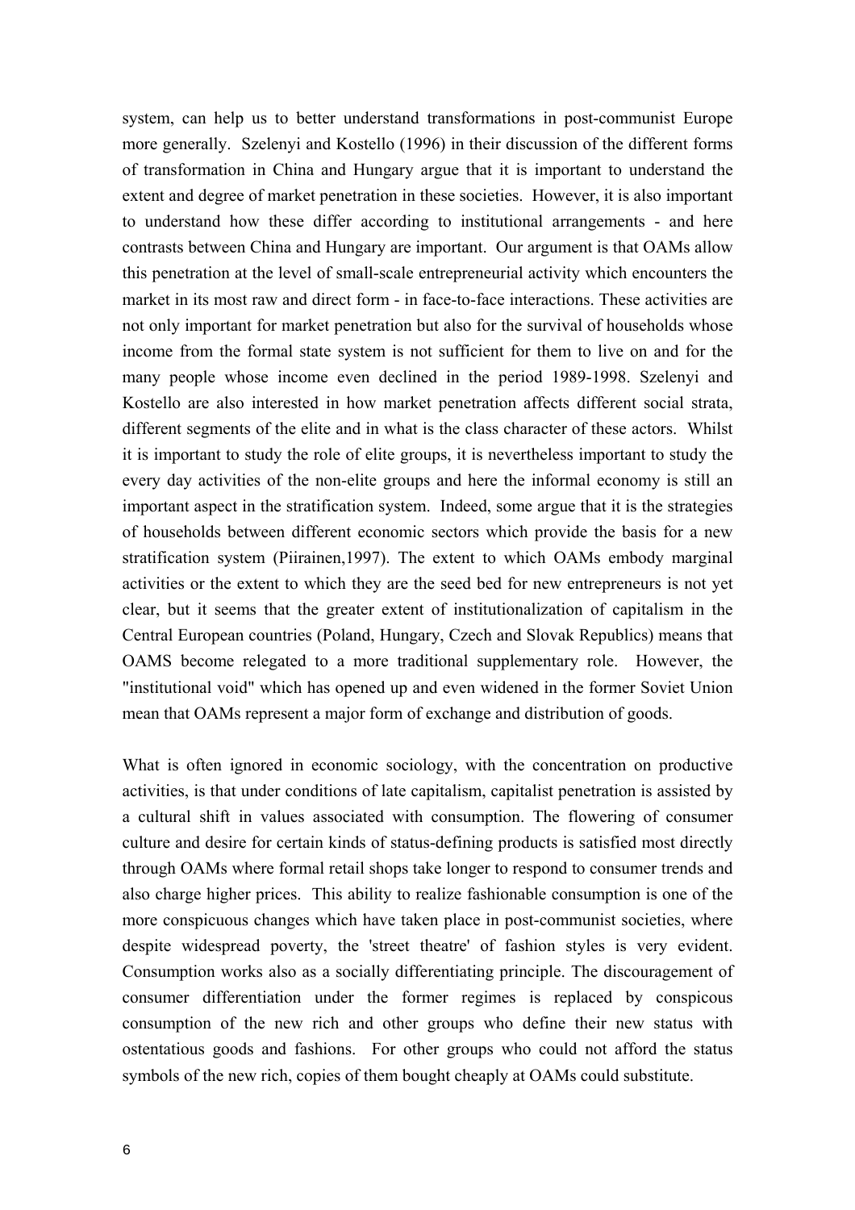system, can help us to better understand transformations in post-communist Europe more generally. Szelenyi and Kostello (1996) in their discussion of the different forms of transformation in China and Hungary argue that it is important to understand the extent and degree of market penetration in these societies. However, it is also important to understand how these differ according to institutional arrangements - and here contrasts between China and Hungary are important. Our argument is that OAMs allow this penetration at the level of small-scale entrepreneurial activity which encounters the market in its most raw and direct form - in face-to-face interactions. These activities are not only important for market penetration but also for the survival of households whose income from the formal state system is not sufficient for them to live on and for the many people whose income even declined in the period 1989-1998. Szelenyi and Kostello are also interested in how market penetration affects different social strata, different segments of the elite and in what is the class character of these actors. Whilst it is important to study the role of elite groups, it is nevertheless important to study the every day activities of the non-elite groups and here the informal economy is still an important aspect in the stratification system. Indeed, some argue that it is the strategies of households between different economic sectors which provide the basis for a new stratification system (Piirainen,1997). The extent to which OAMs embody marginal activities or the extent to which they are the seed bed for new entrepreneurs is not yet clear, but it seems that the greater extent of institutionalization of capitalism in the Central European countries (Poland, Hungary, Czech and Slovak Republics) means that OAMS become relegated to a more traditional supplementary role. However, the "institutional void" which has opened up and even widened in the former Soviet Union mean that OAMs represent a major form of exchange and distribution of goods.

What is often ignored in economic sociology, with the concentration on productive activities, is that under conditions of late capitalism, capitalist penetration is assisted by a cultural shift in values associated with consumption. The flowering of consumer culture and desire for certain kinds of status-defining products is satisfied most directly through OAMs where formal retail shops take longer to respond to consumer trends and also charge higher prices. This ability to realize fashionable consumption is one of the more conspicuous changes which have taken place in post-communist societies, where despite widespread poverty, the 'street theatre' of fashion styles is very evident. Consumption works also as a socially differentiating principle. The discouragement of consumer differentiation under the former regimes is replaced by conspicous consumption of the new rich and other groups who define their new status with ostentatious goods and fashions. For other groups who could not afford the status symbols of the new rich, copies of them bought cheaply at OAMs could substitute.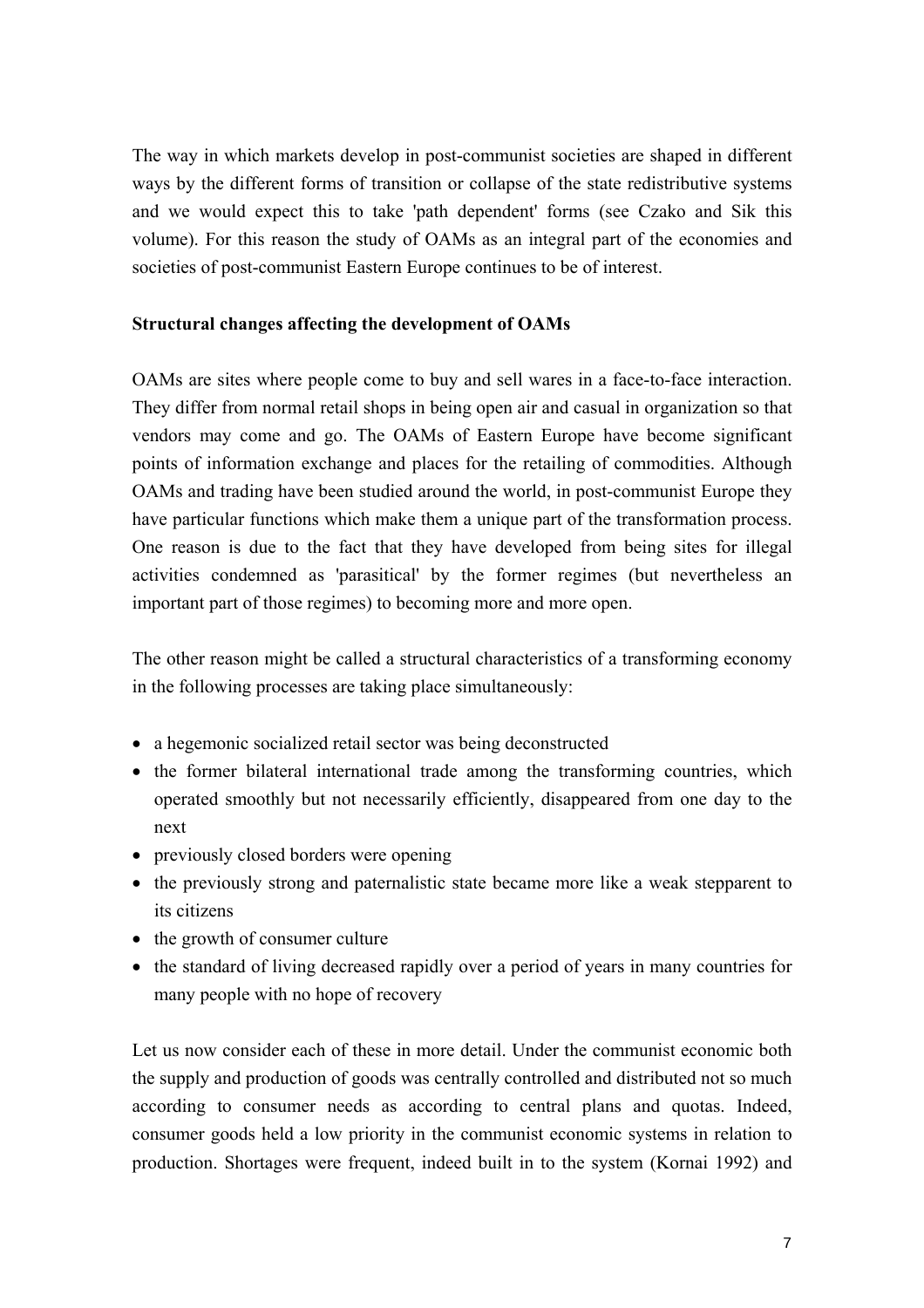The way in which markets develop in post-communist societies are shaped in different ways by the different forms of transition or collapse of the state redistributive systems and we would expect this to take 'path dependent' forms (see Czako and Sik this volume). For this reason the study of OAMs as an integral part of the economies and societies of post-communist Eastern Europe continues to be of interest.

**Structural changes affecting the development of OAMs**

OAMs are sites where people come to buy and sell wares in a face-to-face interaction. They differ from normal retail shops in being open air and casual in organization so that vendors may come and go. The OAMs of Eastern Europe have become significant points of information exchange and places for the retailing of commodities. Although OAMs and trading have been studied around the world, in post-communist Europe they have particular functions which make them a unique part of the transformation process. One reason is due to the fact that they have developed from being sites for illegal activities condemned as 'parasitical' by the former regimes (but nevertheless an important part of those regimes) to becoming more and more open.

The other reason might be called a structural characteristics of a transforming economy in the following processes are taking place simultaneously:

- a hegemonic socialized retail sector was being deconstructed
- the former bilateral international trade among the transforming countries, which operated smoothly but not necessarily efficiently, disappeared from one day to the next
- previously closed borders were opening
- the previously strong and paternalistic state became more like a weak stepparent to its citizens
- the growth of consumer culture
- the standard of living decreased rapidly over a period of years in many countries for many people with no hope of recovery

Let us now consider each of these in more detail. Under the communist economic both the supply and production of goods was centrally controlled and distributed not so much according to consumer needs as according to central plans and quotas. Indeed, consumer goods held a low priority in the communist economic systems in relation to production. Shortages were frequent, indeed built in to the system (Kornai 1992) and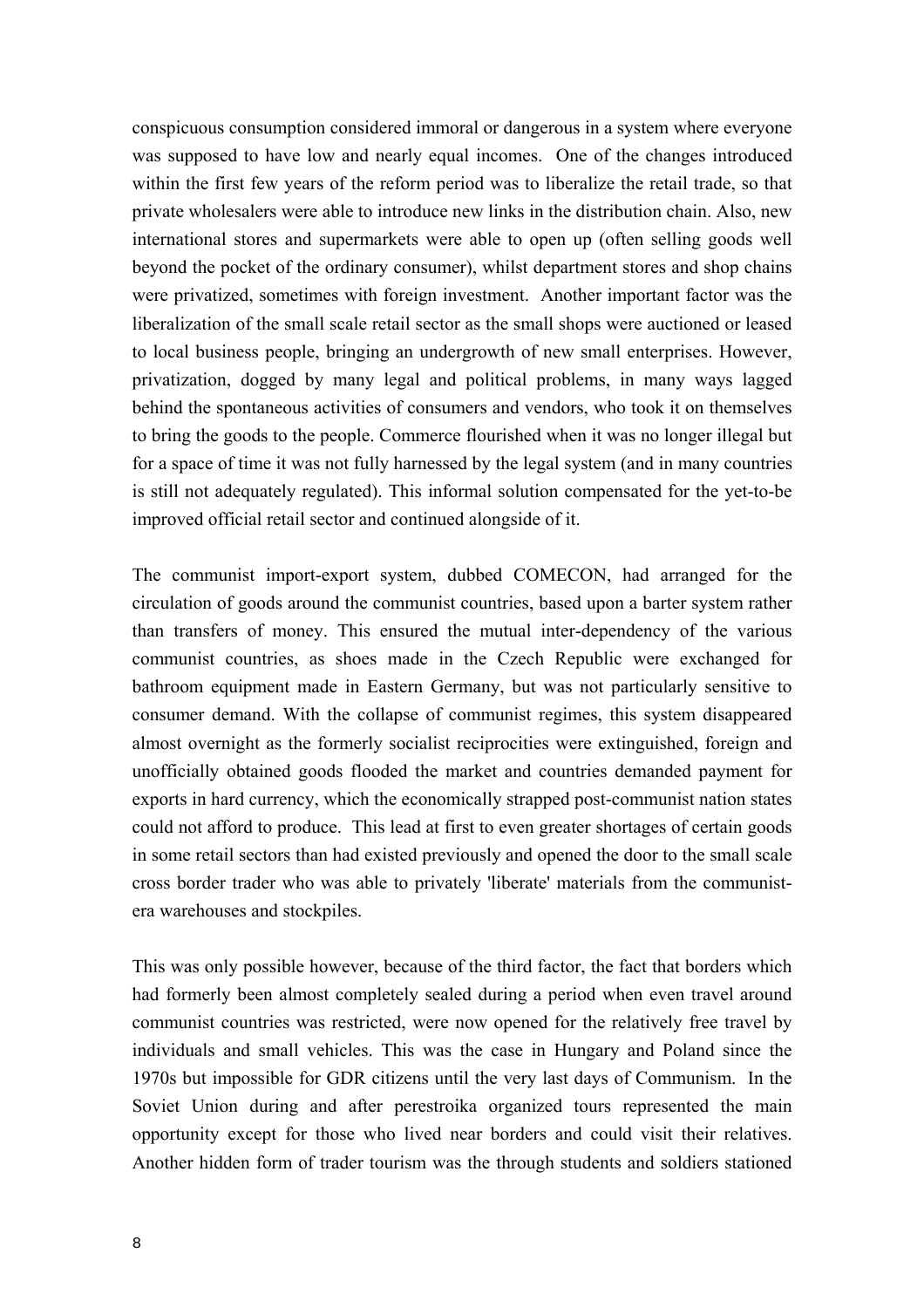conspicuous consumption considered immoral or dangerous in a system where everyone was supposed to have low and nearly equal incomes. One of the changes introduced within the first few years of the reform period was to liberalize the retail trade, so that private wholesalers were able to introduce new links in the distribution chain. Also, new international stores and supermarkets were able to open up (often selling goods well beyond the pocket of the ordinary consumer), whilst department stores and shop chains were privatized, sometimes with foreign investment. Another important factor was the liberalization of the small scale retail sector as the small shops were auctioned or leased to local business people, bringing an undergrowth of new small enterprises. However, privatization, dogged by many legal and political problems, in many ways lagged behind the spontaneous activities of consumers and vendors, who took it on themselves to bring the goods to the people. Commerce flourished when it was no longer illegal but for a space of time it was not fully harnessed by the legal system (and in many countries is still not adequately regulated). This informal solution compensated for the yet-to-be improved official retail sector and continued alongside of it.

The communist import-export system, dubbed COMECON, had arranged for the circulation of goods around the communist countries, based upon a barter system rather than transfers of money. This ensured the mutual inter-dependency of the various communist countries, as shoes made in the Czech Republic were exchanged for bathroom equipment made in Eastern Germany, but was not particularly sensitive to consumer demand. With the collapse of communist regimes, this system disappeared almost overnight as the formerly socialist reciprocities were extinguished, foreign and unofficially obtained goods flooded the market and countries demanded payment for exports in hard currency, which the economically strapped post-communist nation states could not afford to produce. This lead at first to even greater shortages of certain goods in some retail sectors than had existed previously and opened the door to the small scale cross border trader who was able to privately 'liberate' materials from the communist-era warehouses and stockpiles.

This was only possible however, because of the third factor, the fact that borders which had formerly been almost completely sealed during a period when even travel around communist countries was restricted, were now opened for the relatively free travel by individuals and small vehicles. This was the case in Hungary and Poland since the 1970s but impossible for GDR citizens until the very last days of Communism. In the Soviet Union during and after perestroika organized tours represented the main opportunity except for those who lived near borders and could visit their relatives. Another hidden form of trader tourism was the through students and soldiers stationed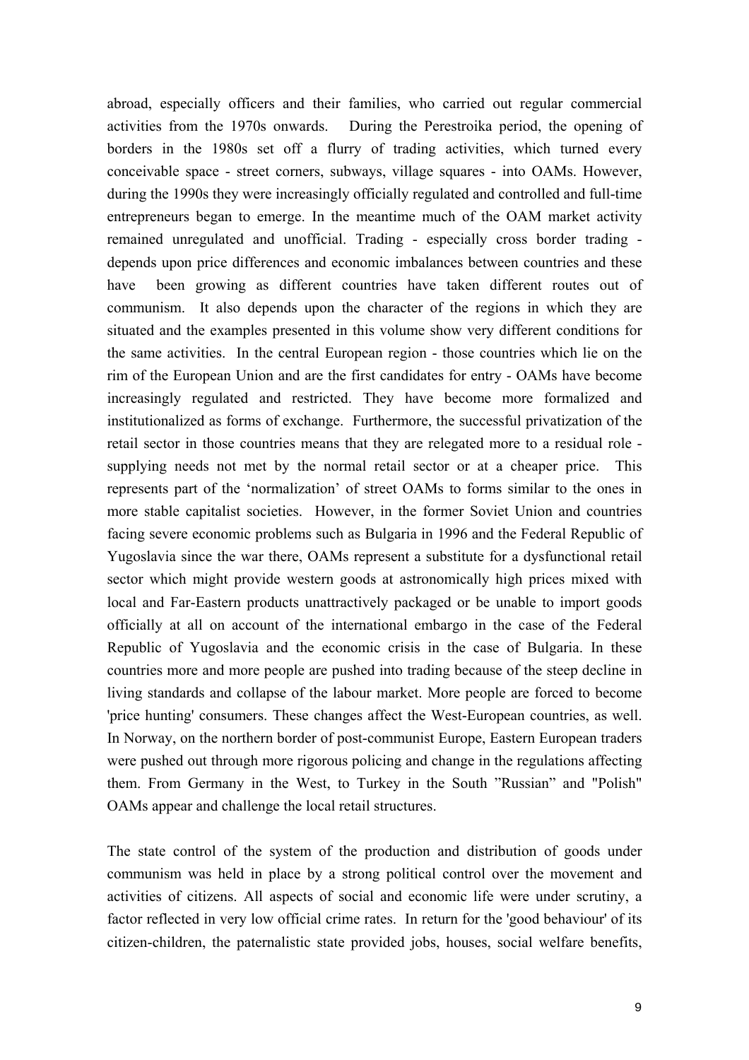abroad, especially officers and their families, who carried out regular commercial activities from the 1970s onwards. During the Perestroika period, the opening of borders in the 1980s set off a flurry of trading activities, which turned every conceivable space - street corners, subways, village squares - into OAMs. However, during the 1990s they were increasingly officially regulated and controlled and full-time entrepreneurs began to emerge. In the meantime much of the OAM market activity remained unregulated and unofficial. Trading - especially cross border trading - depends upon price differences and economic imbalances between countries and these have been growing as different countries have taken different routes out of communism. It also depends upon the character of the regions in which they are situated and the examples presented in this volume show very different conditions for the same activities. In the central European region - those countries which lie on the rim of the European Union and are the first candidates for entry - OAMs have become increasingly regulated and restricted. They have become more formalized and institutionalized as forms of exchange. Furthermore, the successful privatization of the retail sector in those countries means that they are relegated more to a residual role - supplying needs not met by the normal retail sector or at a cheaper price. This represents part of the 'normalization' of street OAMs to forms similar to the ones in more stable capitalist societies. However, in the former Soviet Union and countries facing severe economic problems such as Bulgaria in 1996 and the Federal Republic of Yugoslavia since the war there, OAMs represent a substitute for a dysfunctional retail sector which might provide western goods at astronomically high prices mixed with local and Far-Eastern products unattractively packaged or be unable to import goods officially at all on account of the international embargo in the case of the Federal Republic of Yugoslavia and the economic crisis in the case of Bulgaria. In these countries more and more people are pushed into trading because of the steep decline in living standards and collapse of the labour market. More people are forced to become 'price hunting' consumers. These changes affect the West-European countries, as well. In Norway, on the northern border of post-communist Europe, Eastern European traders were pushed out through more rigorous policing and change in the regulations affecting them. From Germany in the West, to Turkey in the South "Russian" and "Polish" OAMs appear and challenge the local retail structures.

The state control of the system of the production and distribution of goods under communism was held in place by a strong political control over the movement and activities of citizens. All aspects of social and economic life were under scrutiny, a factor reflected in very low official crime rates. In return for the 'good behaviour' of its citizen-children, the paternalistic state provided jobs, houses, social welfare benefits,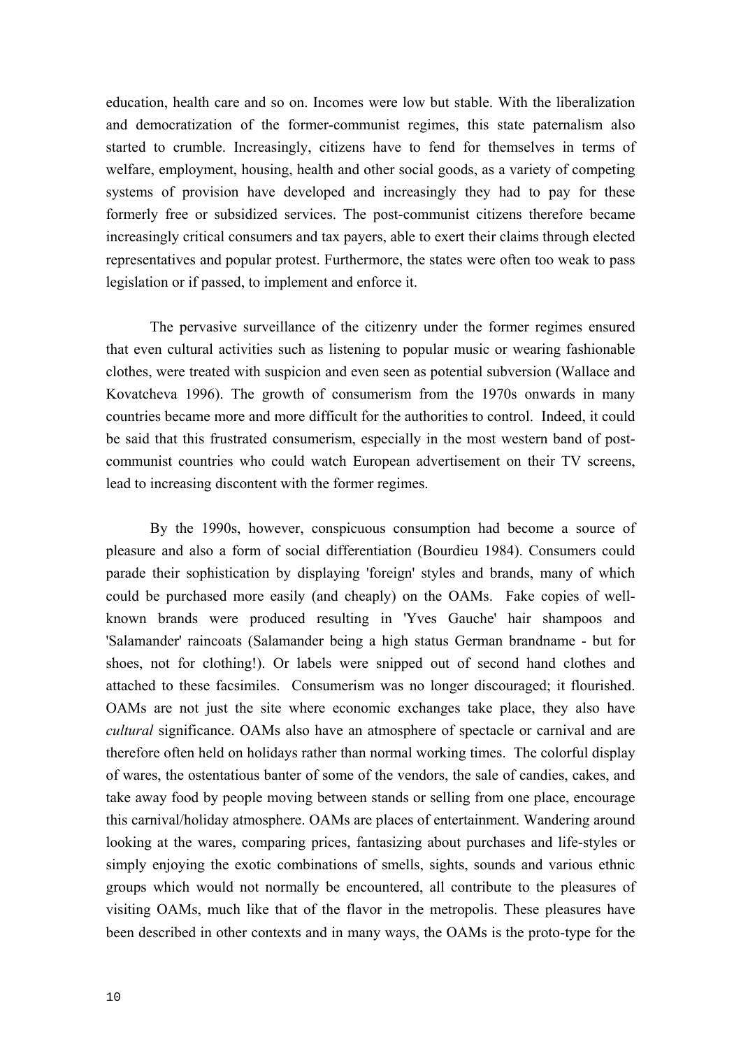education, health care and so on. Incomes were low but stable. With the liberalization and democratization of the former-communist regimes, this state paternalism also started to crumble. Increasingly, citizens have to fend for themselves in terms of welfare, employment, housing, health and other social goods, as a variety of competing systems of provision have developed and increasingly they had to pay for these formerly free or subsidized services. The post-communist citizens therefore became increasingly critical consumers and tax payers, able to exert their claims through elected representatives and popular protest. Furthermore, the states were often too weak to pass legislation or if passed, to implement and enforce it.

The pervasive surveillance of the citizenry under the former regimes ensured that even cultural activities such as listening to popular music or wearing fashionable clothes, were treated with suspicion and even seen as potential subversion (Wallace and Kovatcheva 1996). The growth of consumerism from the 1970s onwards in many countries became more and more difficult for the authorities to control. Indeed, it could be said that this frustrated consumerism, especially in the most western band of post-communist countries who could watch European advertisement on their TV screens, lead to increasing discontent with the former regimes.

By the 1990s, however, conspicuous consumption had become a source of pleasure and also a form of social differentiation (Bourdieu 1984). Consumers could parade their sophistication by displaying 'foreign' styles and brands, many of which could be purchased more easily (and cheaply) on the OAMs. Fake copies of well-known brands were produced resulting in 'Yves Gauche' hair shampoos and 'Salamander' raincoats (Salamander being a high status German brandname - but for shoes, not for clothing!). Or labels were snipped out of second hand clothes and attached to these facsimiles. Consumerism was no longer discouraged; it flourished. OAMs are not just the site where economic exchanges take place, they also have *cultural* significance. OAMs also have an atmosphere of spectacle or carnival and are therefore often held on holidays rather than normal working times. The colorful display of wares, the ostentatious banter of some of the vendors, the sale of candies, cakes, and take away food by people moving between stands or selling from one place, encourage this carnival/holiday atmosphere. OAMs are places of entertainment. Wandering around looking at the wares, comparing prices, fantasizing about purchases and life-styles or simply enjoying the exotic combinations of smells, sights, sounds and various ethnic groups which would not normally be encountered, all contribute to the pleasures of visiting OAMs, much like that of the flavor in the metropolis. These pleasures have been described in other contexts and in many ways, the OAMs is the proto-type for the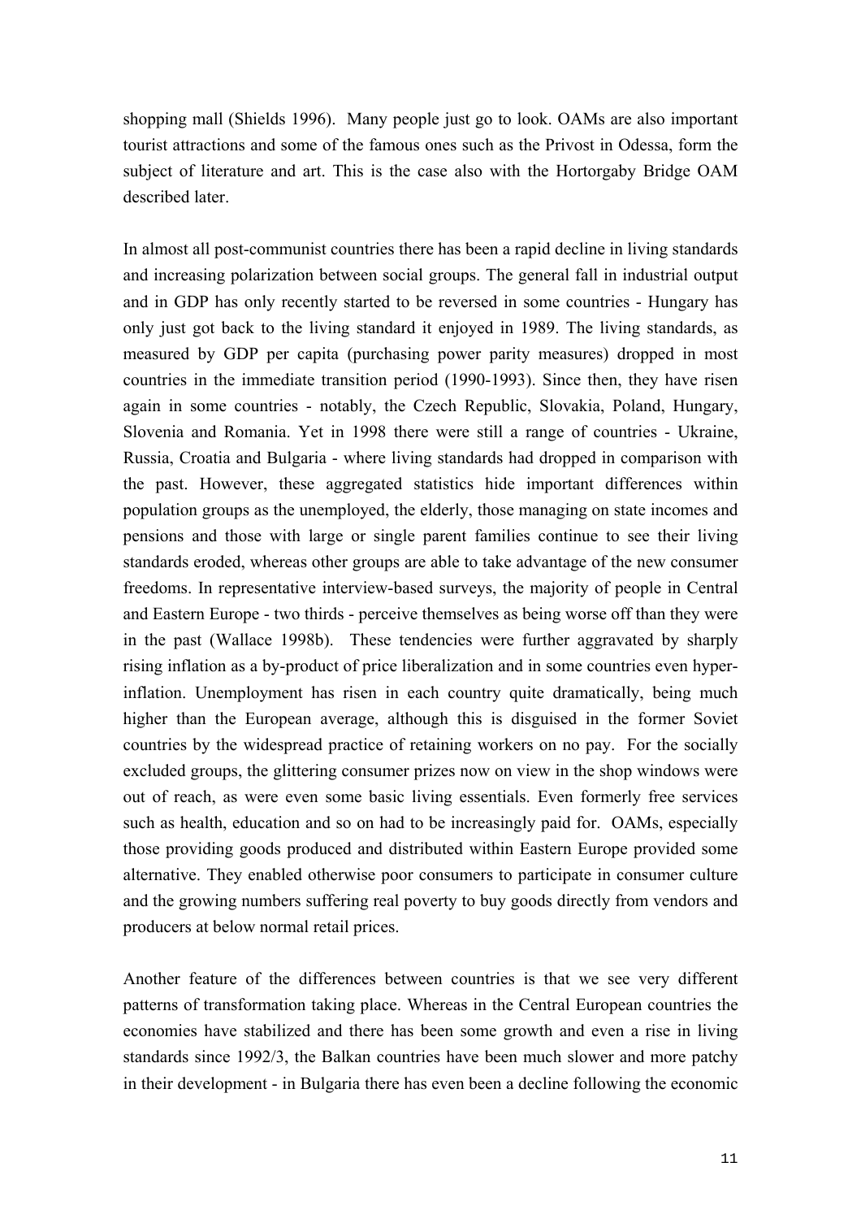shopping mall (Shields 1996). Many people just go to look. OAMs are also important tourist attractions and some of the famous ones such as the Privost in Odessa, form the subject of literature and art. This is the case also with the Hortorgaby Bridge OAM described later.

In almost all post-communist countries there has been a rapid decline in living standards and increasing polarization between social groups. The general fall in industrial output and in GDP has only recently started to be reversed in some countries - Hungary has only just got back to the living standard it enjoyed in 1989. The living standards, as measured by GDP per capita (purchasing power parity measures) dropped in most countries in the immediate transition period (1990-1993). Since then, they have risen again in some countries - notably, the Czech Republic, Slovakia, Poland, Hungary, Slovenia and Romania. Yet in 1998 there were still a range of countries - Ukraine, Russia, Croatia and Bulgaria - where living standards had dropped in comparison with the past. However, these aggregated statistics hide important differences within population groups as the unemployed, the elderly, those managing on state incomes and pensions and those with large or single parent families continue to see their living standards eroded, whereas other groups are able to take advantage of the new consumer freedoms. In representative interview-based surveys, the majority of people in Central and Eastern Europe - two thirds - perceive themselves as being worse off than they were in the past (Wallace 1998b). These tendencies were further aggravated by sharply rising inflation as a by-product of price liberalization and in some countries even hyper-inflation. Unemployment has risen in each country quite dramatically, being much higher than the European average, although this is disguised in the former Soviet countries by the widespread practice of retaining workers on no pay. For the socially excluded groups, the glittering consumer prizes now on view in the shop windows were out of reach, as were even some basic living essentials. Even formerly free services such as health, education and so on had to be increasingly paid for. OAMs, especially those providing goods produced and distributed within Eastern Europe provided some alternative. They enabled otherwise poor consumers to participate in consumer culture and the growing numbers suffering real poverty to buy goods directly from vendors and producers at below normal retail prices.

Another feature of the differences between countries is that we see very different patterns of transformation taking place. Whereas in the Central European countries the economies have stabilized and there has been some growth and even a rise in living standards since 1992/3, the Balkan countries have been much slower and more patchy in their development - in Bulgaria there has even been a decline following the economic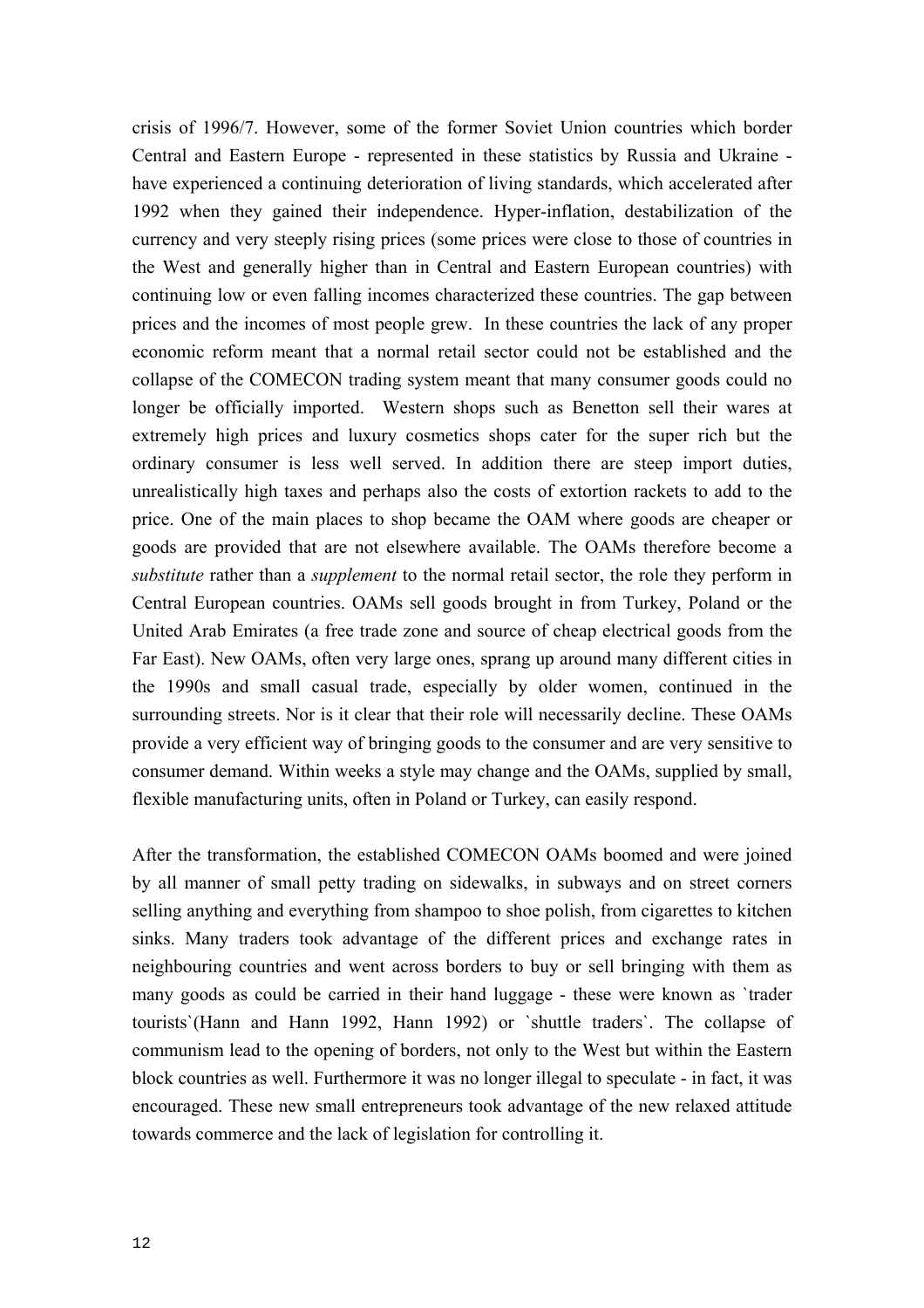crisis of 1996/7. However, some of the former Soviet Union countries which border Central and Eastern Europe - represented in these statistics by Russia and Ukraine - have experienced a continuing deterioration of living standards, which accelerated after 1992 when they gained their independence. Hyper-inflation, destabilization of the currency and very steeply rising prices (some prices were close to those of countries in the West and generally higher than in Central and Eastern European countries) with continuing low or even falling incomes characterized these countries. The gap between prices and the incomes of most people grew. In these countries the lack of any proper economic reform meant that a normal retail sector could not be established and the collapse of the COMECON trading system meant that many consumer goods could no longer be officially imported. Western shops such as Benetton sell their wares at extremely high prices and luxury cosmetics shops cater for the super rich but the ordinary consumer is less well served. In addition there are steep import duties, unrealistically high taxes and perhaps also the costs of extortion rackets to add to the price. One of the main places to shop became the OAM where goods are cheaper or goods are provided that are not elsewhere available. The OAMs therefore become a *substitute* rather than a *supplement* to the normal retail sector, the role they perform in Central European countries. OAMs sell goods brought in from Turkey, Poland or the United Arab Emirates (a free trade zone and source of cheap electrical goods from the Far East). New OAMs, often very large ones, sprang up around many different cities in the 1990s and small casual trade, especially by older women, continued in the surrounding streets. Nor is it clear that their role will necessarily decline. These OAMs provide a very efficient way of bringing goods to the consumer and are very sensitive to consumer demand. Within weeks a style may change and the OAMs, supplied by small, flexible manufacturing units, often in Poland or Turkey, can easily respond.

After the transformation, the established COMECON OAMs boomed and were joined by all manner of small petty trading on sidewalks, in subways and on street corners selling anything and everything from shampoo to shoe polish, from cigarettes to kitchen sinks. Many traders took advantage of the different prices and exchange rates in neighbouring countries and went across borders to buy or sell bringing with them as many goods as could be carried in their hand luggage - these were known as `trader tourists`(Hann and Hann 1992, Hann 1992) or `shuttle traders`. The collapse of communism lead to the opening of borders, not only to the West but within the Eastern block countries as well. Furthermore it was no longer illegal to speculate - in fact, it was encouraged. These new small entrepreneurs took advantage of the new relaxed attitude towards commerce and the lack of legislation for controlling it.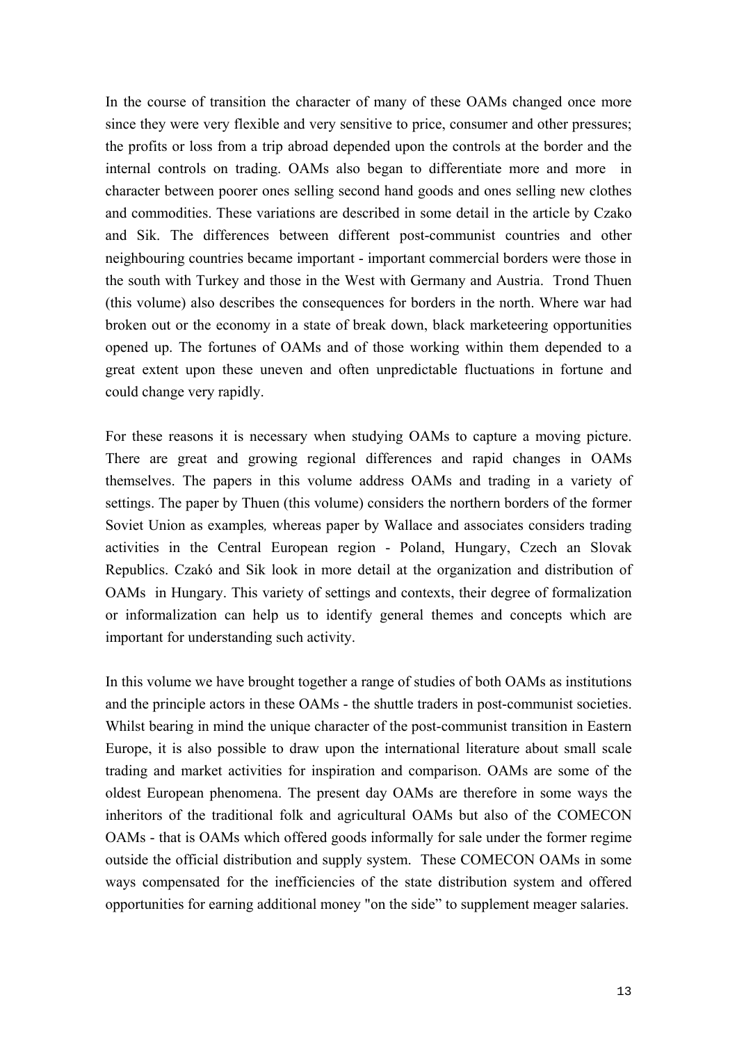In the course of transition the character of many of these OAMs changed once more since they were very flexible and very sensitive to price, consumer and other pressures; the profits or loss from a trip abroad depended upon the controls at the border and the internal controls on trading. OAMs also began to differentiate more and more in character between poorer ones selling second hand goods and ones selling new clothes and commodities. These variations are described in some detail in the article by Czako and Sik. The differences between different post-communist countries and other neighbouring countries became important - important commercial borders were those in the south with Turkey and those in the West with Germany and Austria. Trond Thuen (this volume) also describes the consequences for borders in the north. Where war had broken out or the economy in a state of break down, black marketeering opportunities opened up. The fortunes of OAMs and of those working within them depended to a great extent upon these uneven and often unpredictable fluctuations in fortune and could change very rapidly.

For these reasons it is necessary when studying OAMs to capture a moving picture. There are great and growing regional differences and rapid changes in OAMs themselves. The papers in this volume address OAMs and trading in a variety of settings. The paper by Thuen (this volume) considers the northern borders of the former Soviet Union as examples*,* whereas paper by Wallace and associates considers trading activities in the Central European region - Poland, Hungary, Czech an Slovak Republics. Czakó and Sik look in more detail at the organization and distribution of OAMs in Hungary. This variety of settings and contexts, their degree of formalization or informalization can help us to identify general themes and concepts which are important for understanding such activity.

In this volume we have brought together a range of studies of both OAMs as institutions and the principle actors in these OAMs - the shuttle traders in post-communist societies. Whilst bearing in mind the unique character of the post-communist transition in Eastern Europe, it is also possible to draw upon the international literature about small scale trading and market activities for inspiration and comparison. OAMs are some of the oldest European phenomena. The present day OAMs are therefore in some ways the inheritors of the traditional folk and agricultural OAMs but also of the COMECON OAMs - that is OAMs which offered goods informally for sale under the former regime outside the official distribution and supply system. These COMECON OAMs in some ways compensated for the inefficiencies of the state distribution system and offered opportunities for earning additional money "on the side" to supplement meager salaries.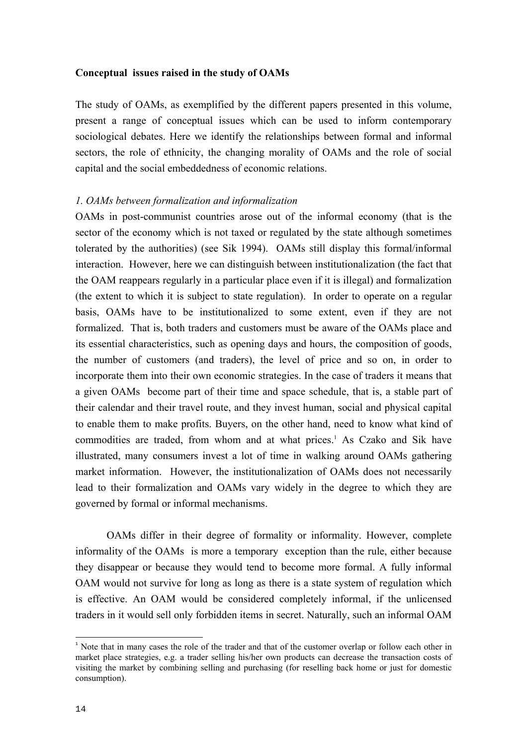**Conceptual issues raised in the study of OAMs**

The study of OAMs, as exemplified by the different papers presented in this volume, present a range of conceptual issues which can be used to inform contemporary sociological debates. Here we identify the relationships between formal and informal sectors, the role of ethnicity, the changing morality of OAMs and the role of social capital and the social embeddedness of economic relations.

*1. OAMs between formalization and informalization*

OAMs in post-communist countries arose out of the informal economy (that is the sector of the economy which is not taxed or regulated by the state although sometimes tolerated by the authorities) (see Sik 1994). OAMs still display this formal/informal interaction. However, here we can distinguish between institutionalization (the fact that the OAM reappears regularly in a particular place even if it is illegal) and formalization (the extent to which it is subject to state regulation). In order to operate on a regular basis, OAMs have to be institutionalized to some extent, even if they are not formalized. That is, both traders and customers must be aware of the OAMs place and its essential characteristics, such as opening days and hours, the composition of goods, the number of customers (and traders), the level of price and so on, in order to incorporate them into their own economic strategies. In the case of traders it means that a given OAMs become part of their time and space schedule, that is, a stable part of their calendar and their travel route, and they invest human, social and physical capital to enable them to make profits. Buyers, on the other hand, need to know what kind of commodities are traded, from whom and at what prices.[1] As Czako and Sik have illustrated, many consumers invest a lot of time in walking around OAMs gathering market information. However, the institutionalization of OAMs does not necessarily lead to their formalization and OAMs vary widely in the degree to which they are governed by formal or informal mechanisms.

OAMs differ in their degree of formality or informality. However, complete informality of the OAMs is more a temporary exception than the rule, either because they disappear or because they would tend to become more formal. A fully informal OAM would not survive for long as long as there is a state system of regulation which is effective. An OAM would be considered completely informal, if the unlicensed traders in it would sell only forbidden items in secret. Naturally, such an informal OAM

[1] Note that in many cases the role of the trader and that of the customer overlap or follow each other in market place strategies, e.g. a trader selling his/her own products can decrease the transaction costs of visiting the market by combining selling and purchasing (for reselling back home or just for domestic consumption).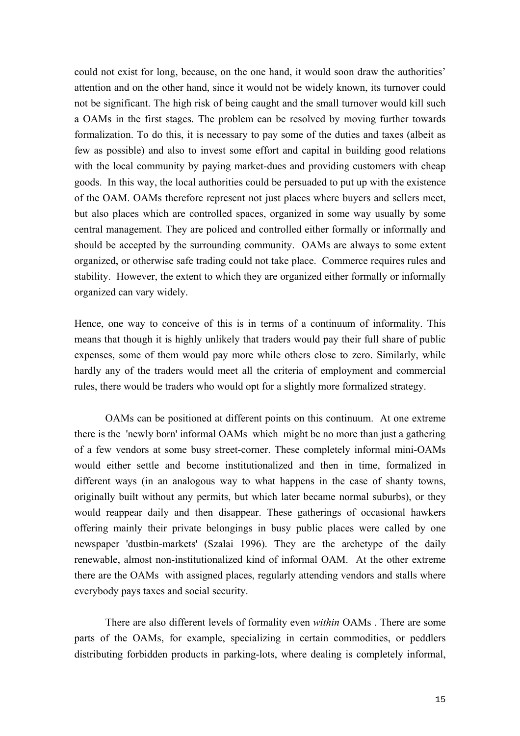could not exist for long, because, on the one hand, it would soon draw the authorities' attention and on the other hand, since it would not be widely known, its turnover could not be significant. The high risk of being caught and the small turnover would kill such a OAMs in the first stages. The problem can be resolved by moving further towards formalization. To do this, it is necessary to pay some of the duties and taxes (albeit as few as possible) and also to invest some effort and capital in building good relations with the local community by paying market-dues and providing customers with cheap goods. In this way, the local authorities could be persuaded to put up with the existence of the OAM. OAMs therefore represent not just places where buyers and sellers meet, but also places which are controlled spaces, organized in some way usually by some central management. They are policed and controlled either formally or informally and should be accepted by the surrounding community. OAMs are always to some extent organized, or otherwise safe trading could not take place. Commerce requires rules and stability. However, the extent to which they are organized either formally or informally organized can vary widely.

Hence, one way to conceive of this is in terms of a continuum of informality. This means that though it is highly unlikely that traders would pay their full share of public expenses, some of them would pay more while others close to zero. Similarly, while hardly any of the traders would meet all the criteria of employment and commercial rules, there would be traders who would opt for a slightly more formalized strategy.

OAMs can be positioned at different points on this continuum. At one extreme there is the 'newly born' informal OAMs which might be no more than just a gathering of a few vendors at some busy street-corner. These completely informal mini-OAMs would either settle and become institutionalized and then in time, formalized in different ways (in an analogous way to what happens in the case of shanty towns, originally built without any permits, but which later became normal suburbs), or they would reappear daily and then disappear. These gatherings of occasional hawkers offering mainly their private belongings in busy public places were called by one newspaper 'dustbin-markets' (Szalai 1996). They are the archetype of the daily renewable, almost non-institutionalized kind of informal OAM. At the other extreme there are the OAMs with assigned places, regularly attending vendors and stalls where everybody pays taxes and social security.

There are also different levels of formality even *within* OAMs . There are some parts of the OAMs, for example, specializing in certain commodities, or peddlers distributing forbidden products in parking-lots, where dealing is completely informal,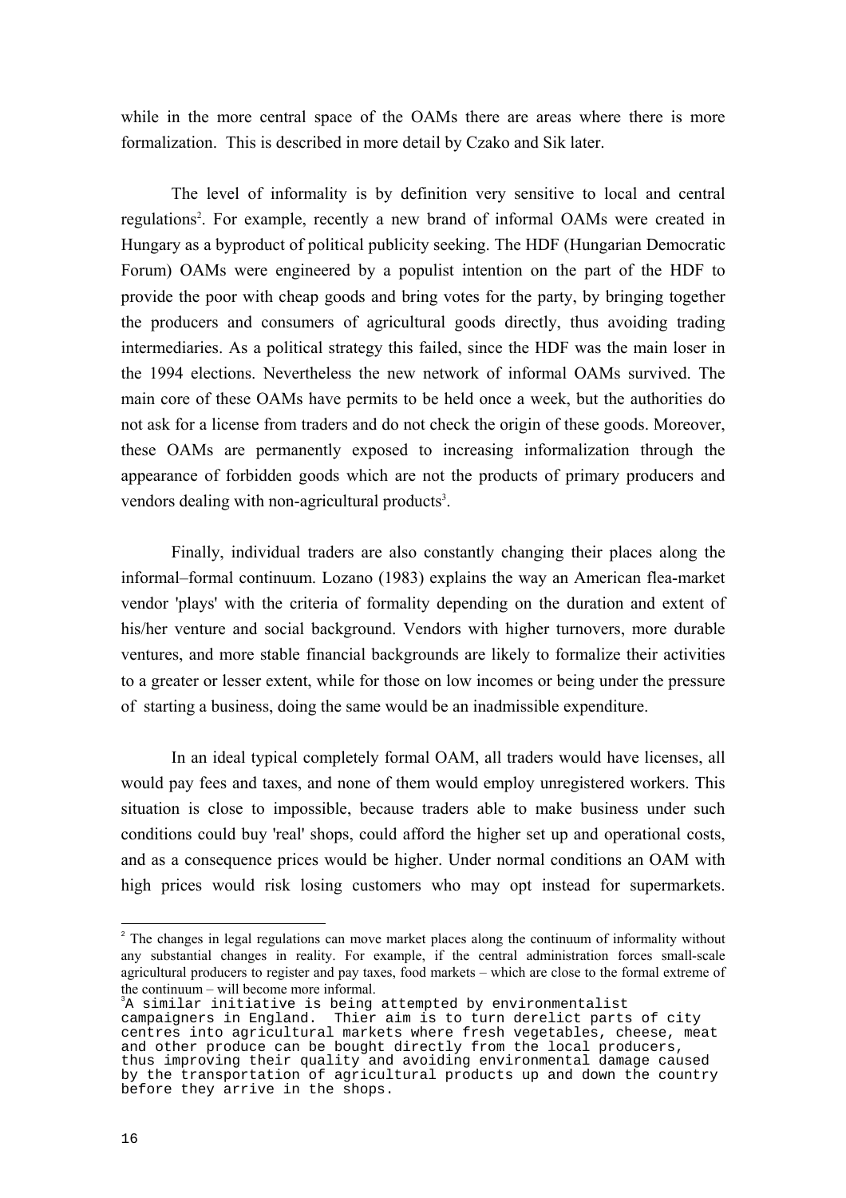while in the more central space of the OAMs there are areas where there is more formalization. This is described in more detail by Czako and Sik later.

The level of informality is by definition very sensitive to local and central regulations[2]. For example, recently a new brand of informal OAMs were created in Hungary as a byproduct of political publicity seeking. The HDF (Hungarian Democratic Forum) OAMs were engineered by a populist intention on the part of the HDF to provide the poor with cheap goods and bring votes for the party, by bringing together the producers and consumers of agricultural goods directly, thus avoiding trading intermediaries. As a political strategy this failed, since the HDF was the main loser in the 1994 elections. Nevertheless the new network of informal OAMs survived. The main core of these OAMs have permits to be held once a week, but the authorities do not ask for a license from traders and do not check the origin of these goods. Moreover, these OAMs are permanently exposed to increasing informalization through the appearance of forbidden goods which are not the products of primary producers and vendors dealing with non-agricultural products[3].

Finally, individual traders are also constantly changing their places along the informal–formal continuum. Lozano (1983) explains the way an American flea-market vendor 'plays' with the criteria of formality depending on the duration and extent of his/her venture and social background. Vendors with higher turnovers, more durable ventures, and more stable financial backgrounds are likely to formalize their activities to a greater or lesser extent, while for those on low incomes or being under the pressure of starting a business, doing the same would be an inadmissible expenditure.

In an ideal typical completely formal OAM, all traders would have licenses, all would pay fees and taxes, and none of them would employ unregistered workers. This situation is close to impossible, because traders able to make business under such conditions could buy 'real' shops, could afford the higher set up and operational costs, and as a consequence prices would be higher. Under normal conditions an OAM with high prices would risk losing customers who may opt instead for supermarkets.

---

[2] The changes in legal regulations can move market places along the continuum of informality without any substantial changes in reality. For example, if the central administration forces small-scale agricultural producers to register and pay taxes, food markets – which are close to the formal extreme of the continuum – will become more informal.

[3] A similar initiative is being attempted by environmentalist campaigners in England. Thier aim is to turn derelict parts of city centres into agricultural markets where fresh vegetables, cheese, meat and other produce can be bought directly from the local producers, thus improving their quality and avoiding environmental damage caused by the transportation of agricultural products up and down the country before they arrive in the shops.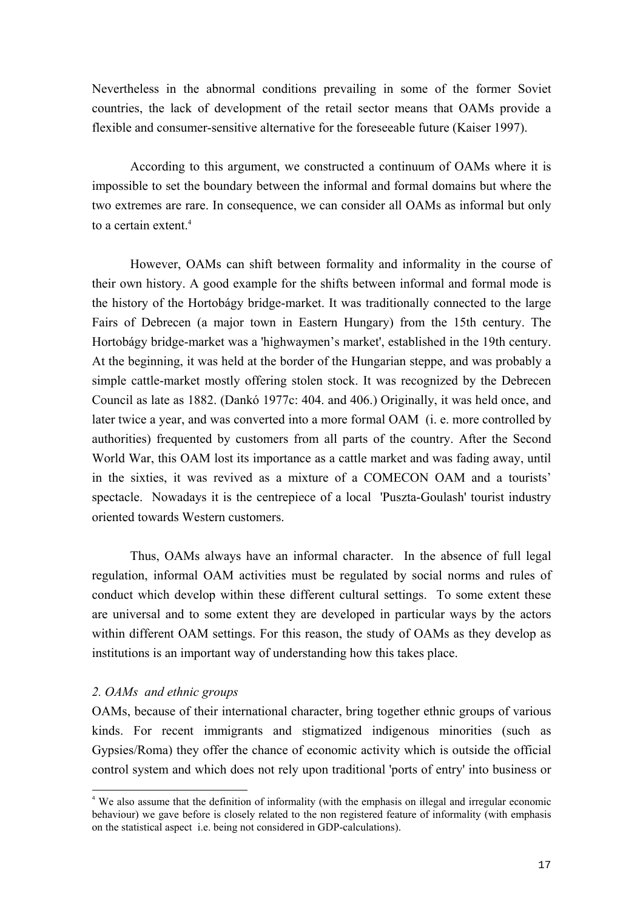Nevertheless in the abnormal conditions prevailing in some of the former Soviet countries, the lack of development of the retail sector means that OAMs provide a flexible and consumer-sensitive alternative for the foreseeable future (Kaiser 1997).

According to this argument, we constructed a continuum of OAMs where it is impossible to set the boundary between the informal and formal domains but where the two extremes are rare. In consequence, we can consider all OAMs as informal but only to a certain extent.[4]

However, OAMs can shift between formality and informality in the course of their own history. A good example for the shifts between informal and formal mode is the history of the Hortobágy bridge-market. It was traditionally connected to the large Fairs of Debrecen (a major town in Eastern Hungary) from the 15th century. The Hortobágy bridge-market was a 'highwaymen's market', established in the 19th century. At the beginning, it was held at the border of the Hungarian steppe, and was probably a simple cattle-market mostly offering stolen stock. It was recognized by the Debrecen Council as late as 1882. (Dankó 1977c: 404. and 406.) Originally, it was held once, and later twice a year, and was converted into a more formal OAM (i. e. more controlled by authorities) frequented by customers from all parts of the country. After the Second World War, this OAM lost its importance as a cattle market and was fading away, until in the sixties, it was revived as a mixture of a COMECON OAM and a tourists' spectacle. Nowadays it is the centrepiece of a local 'Puszta-Goulash' tourist industry oriented towards Western customers.

Thus, OAMs always have an informal character. In the absence of full legal regulation, informal OAM activities must be regulated by social norms and rules of conduct which develop within these different cultural settings. To some extent these are universal and to some extent they are developed in particular ways by the actors within different OAM settings. For this reason, the study of OAMs as they develop as institutions is an important way of understanding how this takes place.

*2. OAMs and ethnic groups*

OAMs, because of their international character, bring together ethnic groups of various kinds. For recent immigrants and stigmatized indigenous minorities (such as Gypsies/Roma) they offer the chance of economic activity which is outside the official control system and which does not rely upon traditional 'ports of entry' into business or

[4] We also assume that the definition of informality (with the emphasis on illegal and irregular economic behaviour) we gave before is closely related to the non registered feature of informality (with emphasis on the statistical aspect i.e. being not considered in GDP-calculations).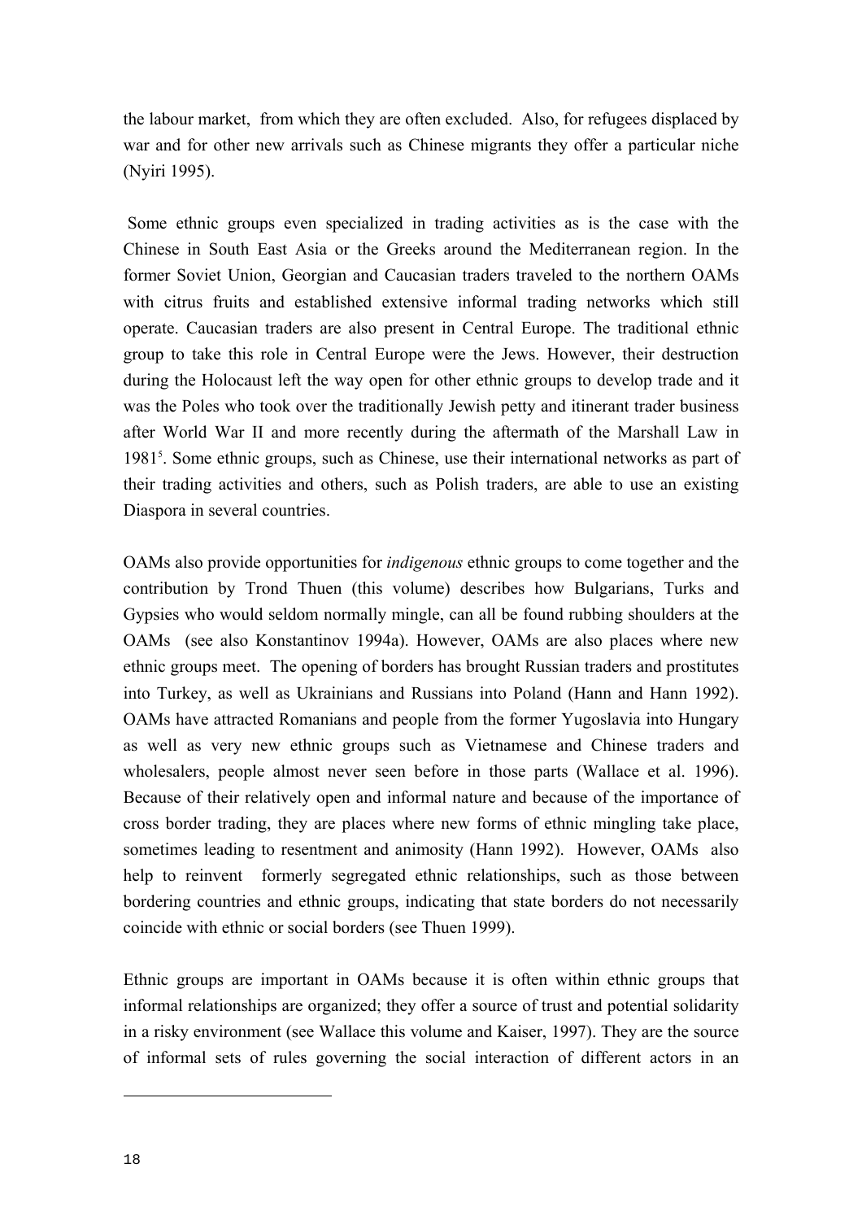the labour market, from which they are often excluded. Also, for refugees displaced by war and for other new arrivals such as Chinese migrants they offer a particular niche (Nyiri 1995).

Some ethnic groups even specialized in trading activities as is the case with the Chinese in South East Asia or the Greeks around the Mediterranean region. In the former Soviet Union, Georgian and Caucasian traders traveled to the northern OAMs with citrus fruits and established extensive informal trading networks which still operate. Caucasian traders are also present in Central Europe. The traditional ethnic group to take this role in Central Europe were the Jews. However, their destruction during the Holocaust left the way open for other ethnic groups to develop trade and it was the Poles who took over the traditionally Jewish petty and itinerant trader business after World War II and more recently during the aftermath of the Marshall Law in 1981[5]. Some ethnic groups, such as Chinese, use their international networks as part of their trading activities and others, such as Polish traders, are able to use an existing Diaspora in several countries.

OAMs also provide opportunities for *indigenous* ethnic groups to come together and the contribution by Trond Thuen (this volume) describes how Bulgarians, Turks and Gypsies who would seldom normally mingle, can all be found rubbing shoulders at the OAMs (see also Konstantinov 1994a). However, OAMs are also places where new ethnic groups meet. The opening of borders has brought Russian traders and prostitutes into Turkey, as well as Ukrainians and Russians into Poland (Hann and Hann 1992). OAMs have attracted Romanians and people from the former Yugoslavia into Hungary as well as very new ethnic groups such as Vietnamese and Chinese traders and wholesalers, people almost never seen before in those parts (Wallace et al. 1996). Because of their relatively open and informal nature and because of the importance of cross border trading, they are places where new forms of ethnic mingling take place, sometimes leading to resentment and animosity (Hann 1992). However, OAMs also help to reinvent formerly segregated ethnic relationships, such as those between bordering countries and ethnic groups, indicating that state borders do not necessarily coincide with ethnic or social borders (see Thuen 1999).

Ethnic groups are important in OAMs because it is often within ethnic groups that informal relationships are organized; they offer a source of trust and potential solidarity in a risky environment (see Wallace this volume and Kaiser, 1997). They are the source of informal sets of rules governing the social interaction of different actors in an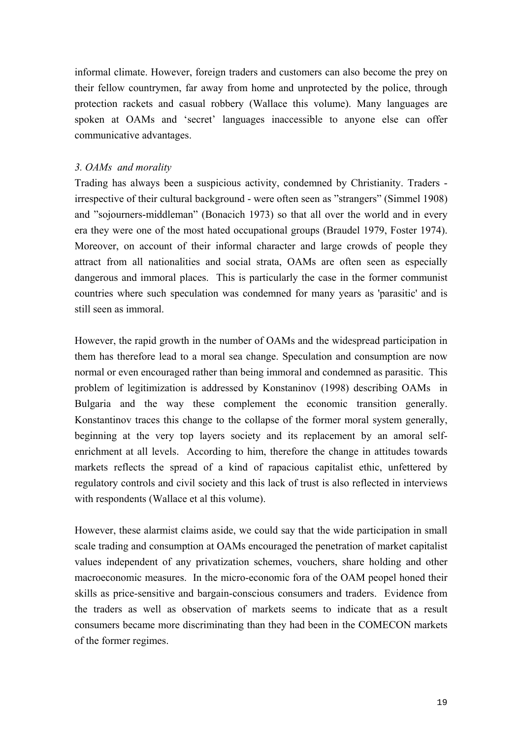informal climate. However, foreign traders and customers can also become the prey on their fellow countrymen, far away from home and unprotected by the police, through protection rackets and casual robbery (Wallace this volume). Many languages are spoken at OAMs and 'secret' languages inaccessible to anyone else can offer communicative advantages.

### *3. OAMs and morality*

Trading has always been a suspicious activity, condemned by Christianity. Traders - irrespective of their cultural background - were often seen as "strangers" (Simmel 1908) and "sojourners-middleman" (Bonacich 1973) so that all over the world and in every era they were one of the most hated occupational groups (Braudel 1979, Foster 1974). Moreover, on account of their informal character and large crowds of people they attract from all nationalities and social strata, OAMs are often seen as especially dangerous and immoral places. This is particularly the case in the former communist countries where such speculation was condemned for many years as 'parasitic' and is still seen as immoral.

However, the rapid growth in the number of OAMs and the widespread participation in them has therefore lead to a moral sea change. Speculation and consumption are now normal or even encouraged rather than being immoral and condemned as parasitic. This problem of legitimization is addressed by Konstaninov (1998) describing OAMs in Bulgaria and the way these complement the economic transition generally. Konstantinov traces this change to the collapse of the former moral system generally, beginning at the very top layers society and its replacement by an amoral self-enrichment at all levels. According to him, therefore the change in attitudes towards markets reflects the spread of a kind of rapacious capitalist ethic, unfettered by regulatory controls and civil society and this lack of trust is also reflected in interviews with respondents (Wallace et al this volume).

However, these alarmist claims aside, we could say that the wide participation in small scale trading and consumption at OAMs encouraged the penetration of market capitalist values independent of any privatization schemes, vouchers, share holding and other macroeconomic measures. In the micro-economic fora of the OAM peopel honed their skills as price-sensitive and bargain-conscious consumers and traders. Evidence from the traders as well as observation of markets seems to indicate that as a result consumers became more discriminating than they had been in the COMECON markets of the former regimes.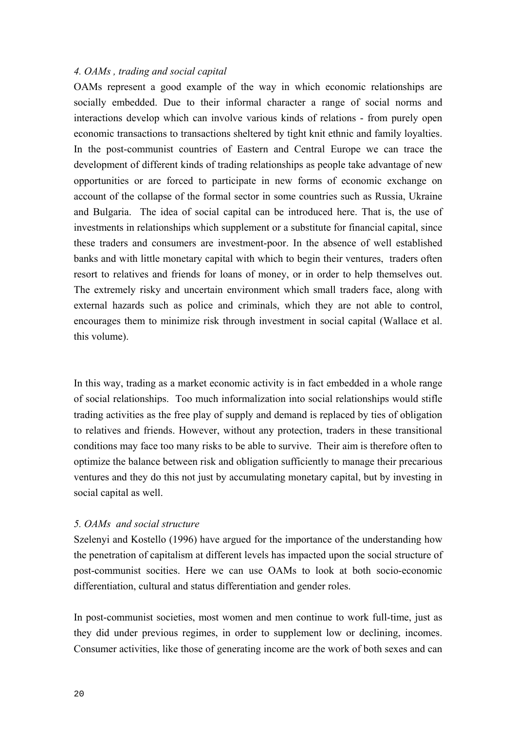### *4. OAMs , trading and social capital*

OAMs represent a good example of the way in which economic relationships are socially embedded. Due to their informal character a range of social norms and interactions develop which can involve various kinds of relations - from purely open economic transactions to transactions sheltered by tight knit ethnic and family loyalties. In the post-communist countries of Eastern and Central Europe we can trace the development of different kinds of trading relationships as people take advantage of new opportunities or are forced to participate in new forms of economic exchange on account of the collapse of the formal sector in some countries such as Russia, Ukraine and Bulgaria. The idea of social capital can be introduced here. That is, the use of investments in relationships which supplement or a substitute for financial capital, since these traders and consumers are investment-poor. In the absence of well established banks and with little monetary capital with which to begin their ventures, traders often resort to relatives and friends for loans of money, or in order to help themselves out. The extremely risky and uncertain environment which small traders face, along with external hazards such as police and criminals, which they are not able to control, encourages them to minimize risk through investment in social capital (Wallace et al. this volume).

In this way, trading as a market economic activity is in fact embedded in a whole range of social relationships. Too much informalization into social relationships would stifle trading activities as the free play of supply and demand is replaced by ties of obligation to relatives and friends. However, without any protection, traders in these transitional conditions may face too many risks to be able to survive. Their aim is therefore often to optimize the balance between risk and obligation sufficiently to manage their precarious ventures and they do this not just by accumulating monetary capital, but by investing in social capital as well.

### *5. OAMs and social structure*

Szelenyi and Kostello (1996) have argued for the importance of the understanding how the penetration of capitalism at different levels has impacted upon the social structure of post-communist socities. Here we can use OAMs to look at both socio-economic differentiation, cultural and status differentiation and gender roles.

In post-communist societies, most women and men continue to work full-time, just as they did under previous regimes, in order to supplement low or declining, incomes. Consumer activities, like those of generating income are the work of both sexes and can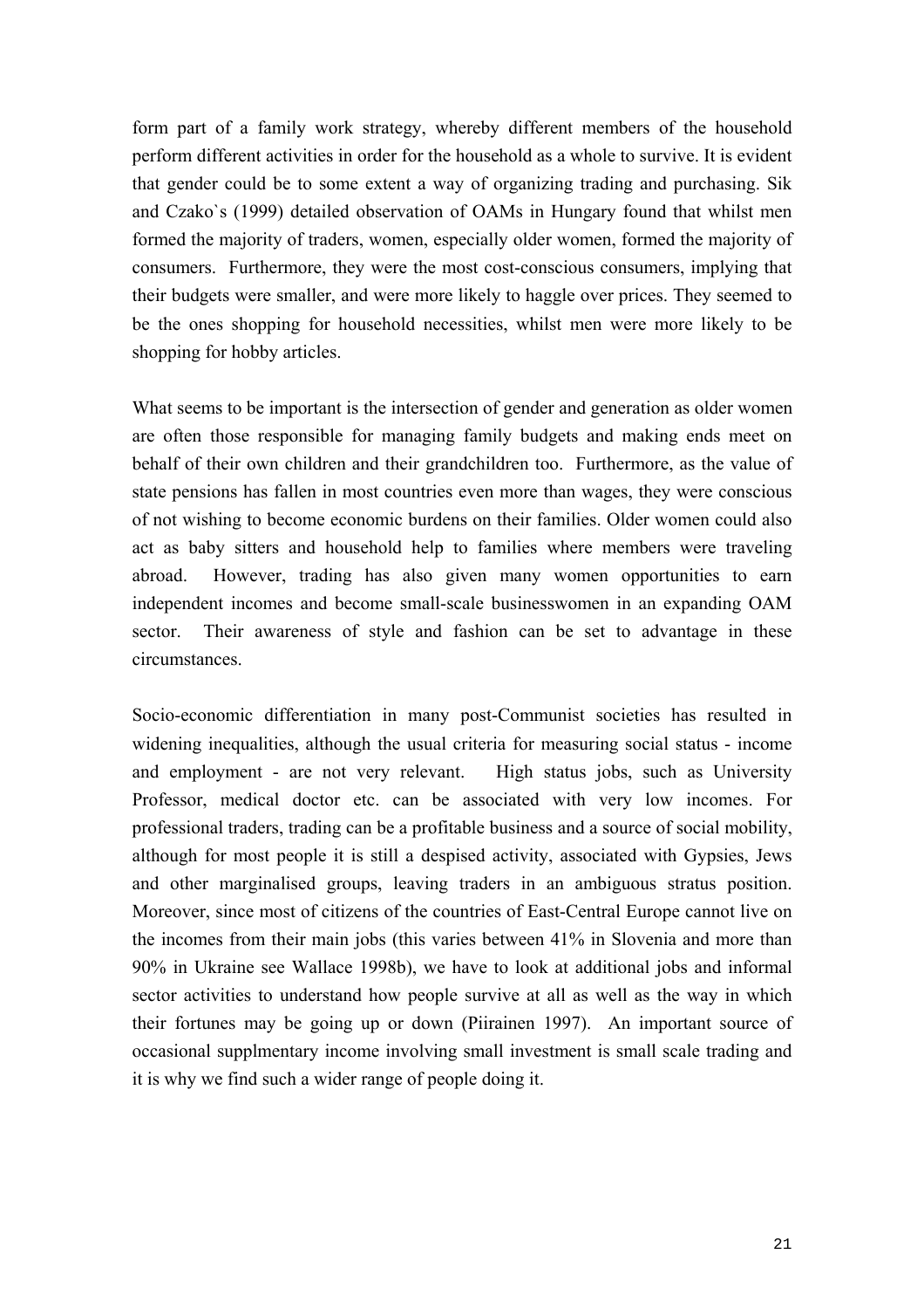form part of a family work strategy, whereby different members of the household perform different activities in order for the household as a whole to survive. It is evident that gender could be to some extent a way of organizing trading and purchasing. Sik and Czako`s (1999) detailed observation of OAMs in Hungary found that whilst men formed the majority of traders, women, especially older women, formed the majority of consumers. Furthermore, they were the most cost-conscious consumers, implying that their budgets were smaller, and were more likely to haggle over prices. They seemed to be the ones shopping for household necessities, whilst men were more likely to be shopping for hobby articles.

What seems to be important is the intersection of gender and generation as older women are often those responsible for managing family budgets and making ends meet on behalf of their own children and their grandchildren too. Furthermore, as the value of state pensions has fallen in most countries even more than wages, they were conscious of not wishing to become economic burdens on their families. Older women could also act as baby sitters and household help to families where members were traveling abroad. However, trading has also given many women opportunities to earn independent incomes and become small-scale businesswomen in an expanding OAM sector. Their awareness of style and fashion can be set to advantage in these circumstances.

Socio-economic differentiation in many post-Communist societies has resulted in widening inequalities, although the usual criteria for measuring social status - income and employment - are not very relevant. High status jobs, such as University Professor, medical doctor etc. can be associated with very low incomes. For professional traders, trading can be a profitable business and a source of social mobility, although for most people it is still a despised activity, associated with Gypsies, Jews and other marginalised groups, leaving traders in an ambiguous stratus position. Moreover, since most of citizens of the countries of East-Central Europe cannot live on the incomes from their main jobs (this varies between 41% in Slovenia and more than 90% in Ukraine see Wallace 1998b), we have to look at additional jobs and informal sector activities to understand how people survive at all as well as the way in which their fortunes may be going up or down (Piirainen 1997). An important source of occasional supplmentary income involving small investment is small scale trading and it is why we find such a wider range of people doing it.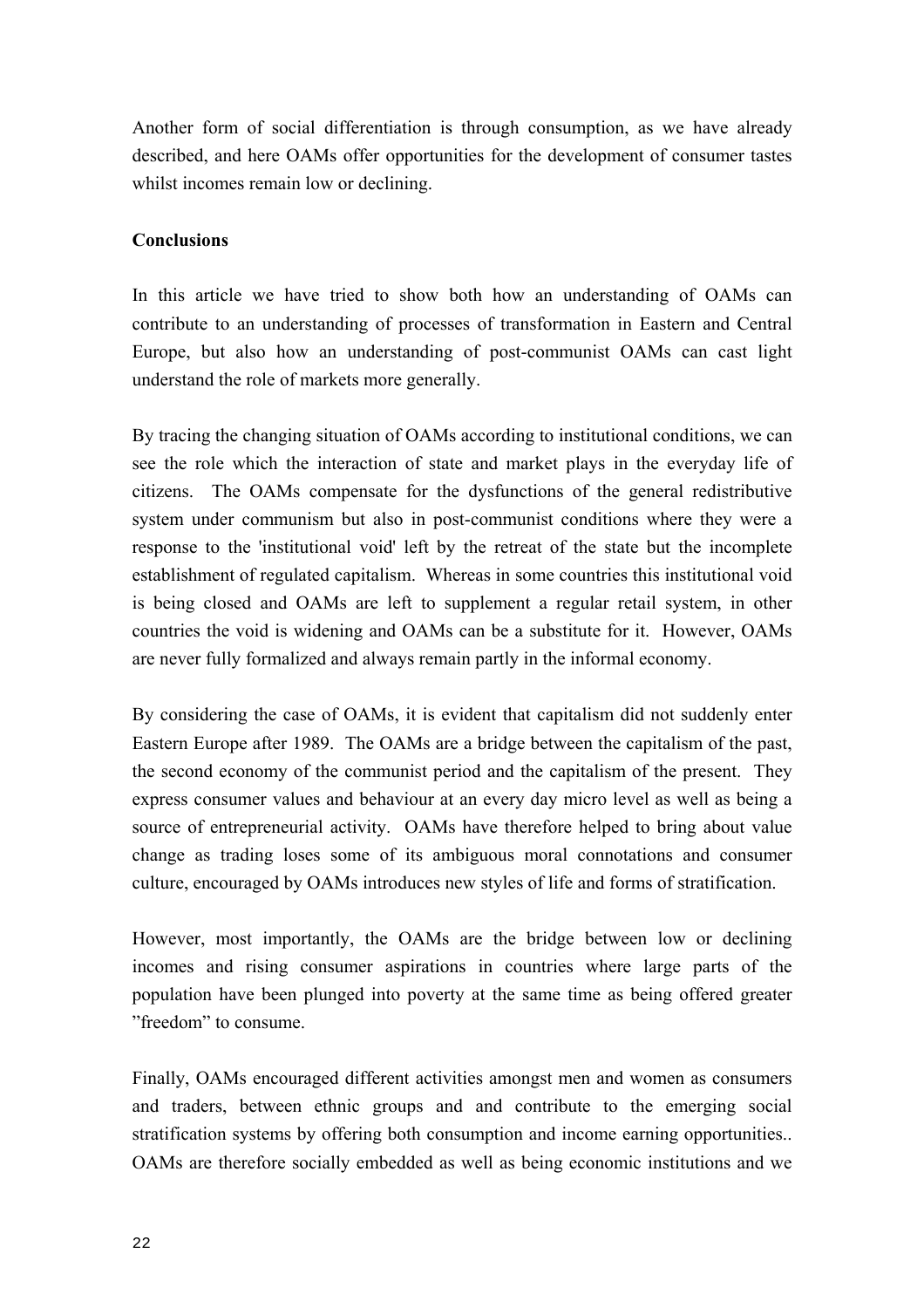Another form of social differentiation is through consumption, as we have already described, and here OAMs offer opportunities for the development of consumer tastes whilst incomes remain low or declining.

**Conclusions**

In this article we have tried to show both how an understanding of OAMs can contribute to an understanding of processes of transformation in Eastern and Central Europe, but also how an understanding of post-communist OAMs can cast light understand the role of markets more generally.

By tracing the changing situation of OAMs according to institutional conditions, we can see the role which the interaction of state and market plays in the everyday life of citizens. The OAMs compensate for the dysfunctions of the general redistributive system under communism but also in post-communist conditions where they were a response to the 'institutional void' left by the retreat of the state but the incomplete establishment of regulated capitalism. Whereas in some countries this institutional void is being closed and OAMs are left to supplement a regular retail system, in other countries the void is widening and OAMs can be a substitute for it. However, OAMs are never fully formalized and always remain partly in the informal economy.

By considering the case of OAMs, it is evident that capitalism did not suddenly enter Eastern Europe after 1989. The OAMs are a bridge between the capitalism of the past, the second economy of the communist period and the capitalism of the present. They express consumer values and behaviour at an every day micro level as well as being a source of entrepreneurial activity. OAMs have therefore helped to bring about value change as trading loses some of its ambiguous moral connotations and consumer culture, encouraged by OAMs introduces new styles of life and forms of stratification.

However, most importantly, the OAMs are the bridge between low or declining incomes and rising consumer aspirations in countries where large parts of the population have been plunged into poverty at the same time as being offered greater "freedom" to consume.

Finally, OAMs encouraged different activities amongst men and women as consumers and traders, between ethnic groups and and contribute to the emerging social stratification systems by offering both consumption and income earning opportunities.. OAMs are therefore socially embedded as well as being economic institutions and we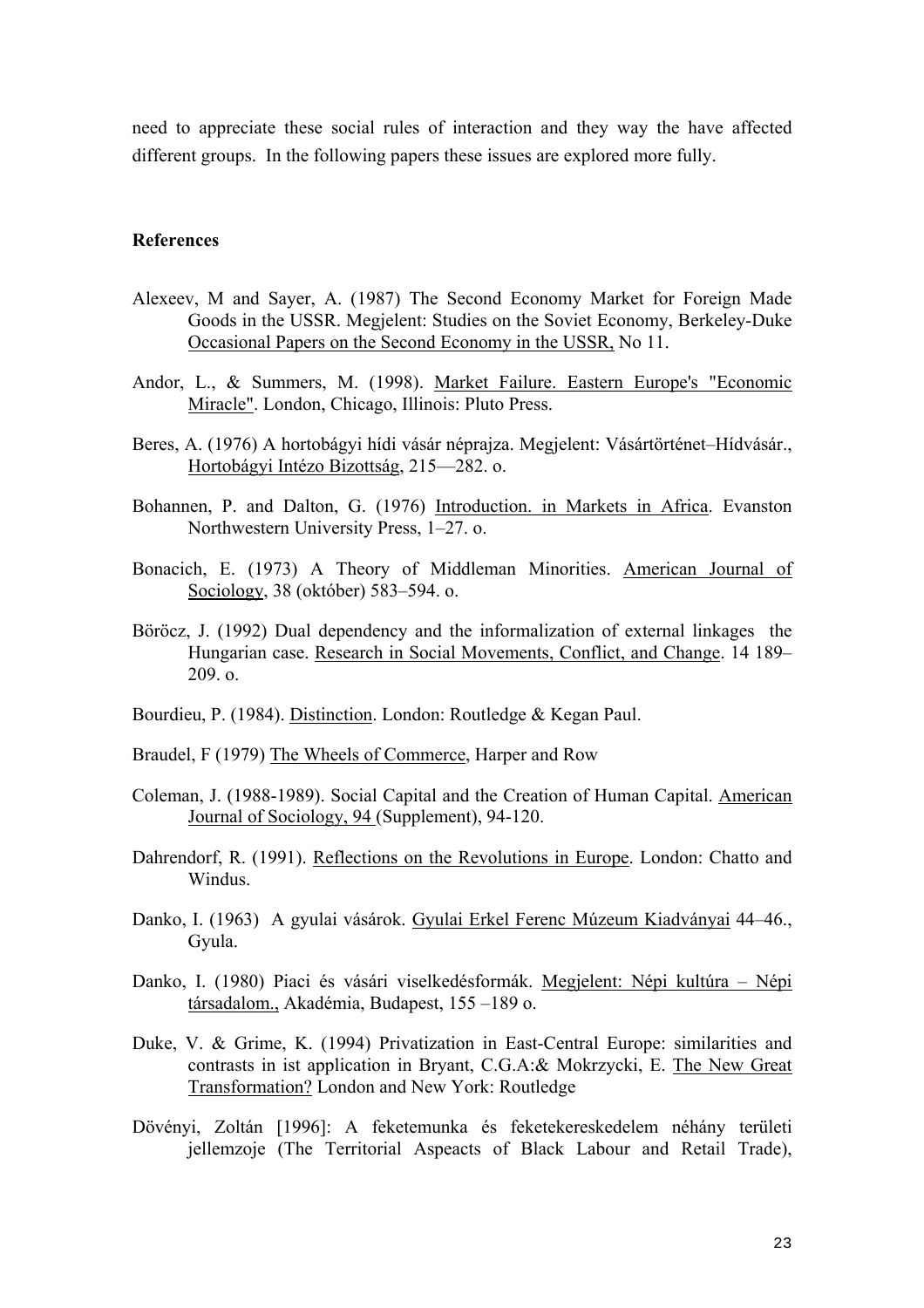need to appreciate these social rules of interaction and they way the have affected different groups. In the following papers these issues are explored more fully.

**References**

Alexeev, M and Sayer, A. (1987) The Second Economy Market for Foreign Made Goods in the USSR. Megjelent: Studies on the Soviet Economy, Berkeley-Duke Occasional Papers on the Second Economy in the USSR, No 11.

Andor, L., & Summers, M. (1998). Market Failure. Eastern Europe's "Economic Miracle". London, Chicago, Illinois: Pluto Press.

Beres, A. (1976) A hortobágyi hídi vásár néprajza. Megjelent: Vásártörténet–Hídvásár., Hortobágyi Intézo Bizottság, 215—282. o.

Bohannen, P. and Dalton, G. (1976) Introduction. in Markets in Africa. Evanston Northwestern University Press, 1–27. o.

Bonacich, E. (1973) A Theory of Middleman Minorities. American Journal of Sociology, 38 (október) 583–594. o.

Böröcz, J. (1992) Dual dependency and the informalization of external linkages the Hungarian case. Research in Social Movements, Conflict, and Change. 14 189–209. o.

Bourdieu, P. (1984). Distinction. London: Routledge & Kegan Paul.

Braudel, F (1979) The Wheels of Commerce, Harper and Row

Coleman, J. (1988-1989). Social Capital and the Creation of Human Capital. American Journal of Sociology, 94 (Supplement), 94-120.

Dahrendorf, R. (1991). Reflections on the Revolutions in Europe. London: Chatto and Windus.

Danko, I. (1963) A gyulai vásárok. Gyulai Erkel Ferenc Múzeum Kiadványai 44–46., Gyula.

Danko, I. (1980) Piaci és vásári viselkedésformák. Megjelent: Népi kultúra – Népi társadalom., Akadémia, Budapest, 155 –189 o.

Duke, V. & Grime, K. (1994) Privatization in East-Central Europe: similarities and contrasts in ist application in Bryant, C.G.A:& Mokrzycki, E. The New Great Transformation? London and New York: Routledge

Dövényi, Zoltán [1996]: A feketemunka és feketekereskedelem néhány területi jellemzoje (The Territorial Aspeacts of Black Labour and Retail Trade),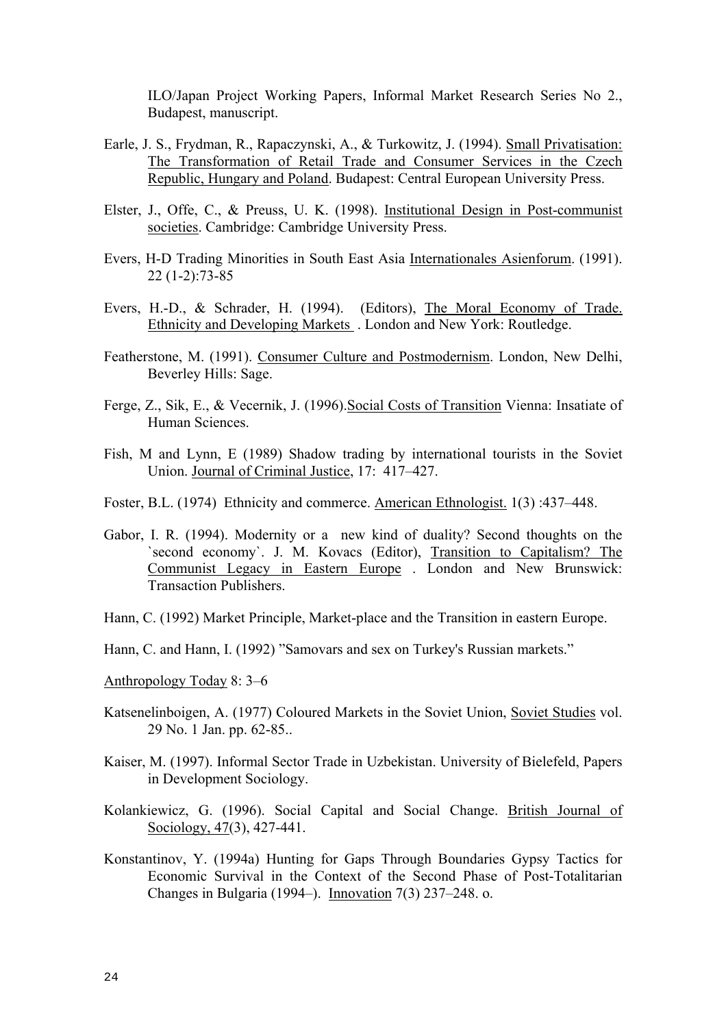ILO/Japan Project Working Papers, Informal Market Research Series No 2., Budapest, manuscript.

Earle, J. S., Frydman, R., Rapaczynski, A., & Turkowitz, J. (1994). Small Privatisation: The Transformation of Retail Trade and Consumer Services in the Czech Republic, Hungary and Poland. Budapest: Central European University Press.

Elster, J., Offe, C., & Preuss, U. K. (1998). Institutional Design in Post-communist societies. Cambridge: Cambridge University Press.

Evers, H-D Trading Minorities in South East Asia Internationales Asienforum. (1991). 22 (1-2):73-85

Evers, H.-D., & Schrader, H. (1994). (Editors), The Moral Economy of Trade. Ethnicity and Developing Markets . London and New York: Routledge.

Featherstone, M. (1991). Consumer Culture and Postmodernism. London, New Delhi, Beverley Hills: Sage.

Ferge, Z., Sik, E., & Vecernik, J. (1996).Social Costs of Transition Vienna: Insatiate of Human Sciences.

Fish, M and Lynn, E (1989) Shadow trading by international tourists in the Soviet Union. Journal of Criminal Justice, 17: 417–427.

Foster, B.L. (1974) Ethnicity and commerce. American Ethnologist. 1(3) :437–448.

Gabor, I. R. (1994). Modernity or a new kind of duality? Second thoughts on the `second economy`. J. M. Kovacs (Editor), Transition to Capitalism? The Communist Legacy in Eastern Europe . London and New Brunswick: Transaction Publishers.

Hann, C. (1992) Market Principle, Market-place and the Transition in eastern Europe.

Hann, C. and Hann, I. (1992) "Samovars and sex on Turkey's Russian markets."

Anthropology Today 8: 3–6

Katsenelinboigen, A. (1977) Coloured Markets in the Soviet Union, Soviet Studies vol. 29 No. 1 Jan. pp. 62-85..

Kaiser, M. (1997). Informal Sector Trade in Uzbekistan. University of Bielefeld, Papers in Development Sociology.

Kolankiewicz, G. (1996). Social Capital and Social Change. British Journal of Sociology, 47(3), 427-441.

Konstantinov, Y. (1994a) Hunting for Gaps Through Boundaries Gypsy Tactics for Economic Survival in the Context of the Second Phase of Post-Totalitarian Changes in Bulgaria (1994–). Innovation 7(3) 237–248. o.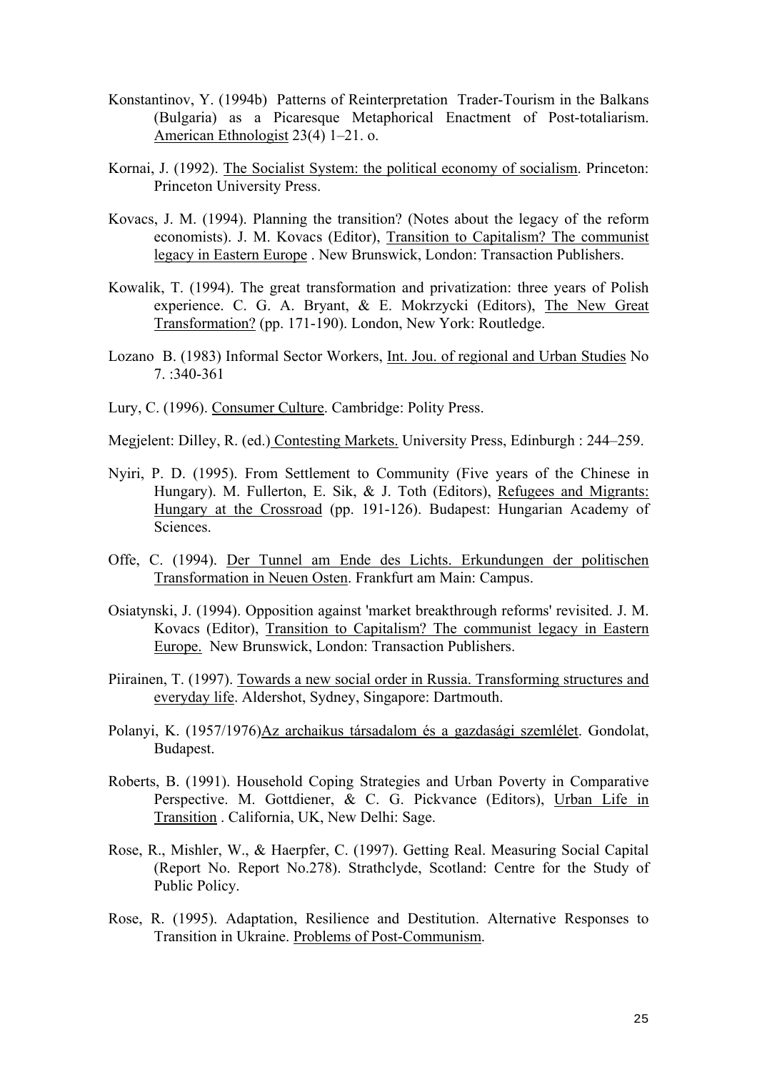Konstantinov, Y. (1994b) Patterns of Reinterpretation Trader-Tourism in the Balkans (Bulgaria) as a Picaresque Metaphorical Enactment of Post-totaliarism. American Ethnologist 23(4) 1–21. o.

Kornai, J. (1992). The Socialist System: the political economy of socialism. Princeton: Princeton University Press.

Kovacs, J. M. (1994). Planning the transition? (Notes about the legacy of the reform economists). J. M. Kovacs (Editor), Transition to Capitalism? The communist legacy in Eastern Europe . New Brunswick, London: Transaction Publishers.

Kowalik, T. (1994). The great transformation and privatization: three years of Polish experience. C. G. A. Bryant, & E. Mokrzycki (Editors), The New Great Transformation? (pp. 171-190). London, New York: Routledge.

Lozano B. (1983) Informal Sector Workers, Int. Jou. of regional and Urban Studies No 7. :340-361

Lury, C. (1996). Consumer Culture. Cambridge: Polity Press.

Megjelent: Dilley, R. (ed.) Contesting Markets. University Press, Edinburgh : 244–259.

Nyiri, P. D. (1995). From Settlement to Community (Five years of the Chinese in Hungary). M. Fullerton, E. Sik, & J. Toth (Editors), Refugees and Migrants: Hungary at the Crossroad (pp. 191-126). Budapest: Hungarian Academy of Sciences.

Offe, C. (1994). Der Tunnel am Ende des Lichts. Erkundungen der politischen Transformation in Neuen Osten. Frankfurt am Main: Campus.

Osiatynski, J. (1994). Opposition against 'market breakthrough reforms' revisited. J. M. Kovacs (Editor), Transition to Capitalism? The communist legacy in Eastern Europe. New Brunswick, London: Transaction Publishers.

Piirainen, T. (1997). Towards a new social order in Russia. Transforming structures and everyday life. Aldershot, Sydney, Singapore: Dartmouth.

Polanyi, K. (1957/1976)Az archaikus társadalom és a gazdasági szemlélet. Gondolat, Budapest.

Roberts, B. (1991). Household Coping Strategies and Urban Poverty in Comparative Perspective. M. Gottdiener, & C. G. Pickvance (Editors), Urban Life in Transition . California, UK, New Delhi: Sage.

Rose, R., Mishler, W., & Haerpfer, C. (1997). Getting Real. Measuring Social Capital (Report No. Report No.278). Strathclyde, Scotland: Centre for the Study of Public Policy.

Rose, R. (1995). Adaptation, Resilience and Destitution. Alternative Responses to Transition in Ukraine. Problems of Post-Communism.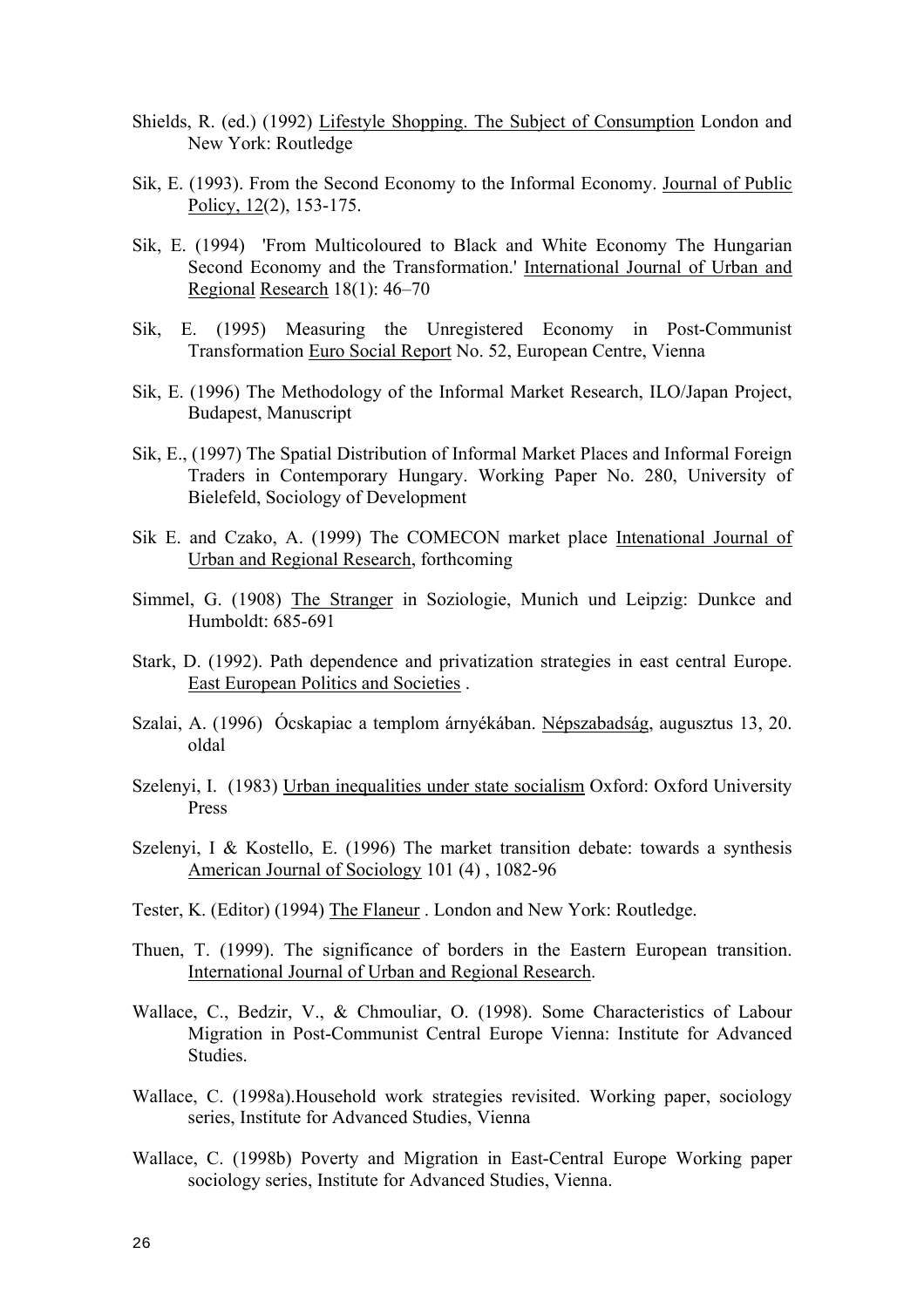Shields, R. (ed.) (1992) Lifestyle Shopping. The Subject of Consumption London and New York: Routledge

Sik, E. (1993). From the Second Economy to the Informal Economy. Journal of Public Policy, 12(2), 153-175.

Sik, E. (1994) 'From Multicoloured to Black and White Economy The Hungarian Second Economy and the Transformation.' International Journal of Urban and Regional Research 18(1): 46–70

Sik, E. (1995) Measuring the Unregistered Economy in Post-Communist Transformation Euro Social Report No. 52, European Centre, Vienna

Sik, E. (1996) The Methodology of the Informal Market Research, ILO/Japan Project, Budapest, Manuscript

Sik, E., (1997) The Spatial Distribution of Informal Market Places and Informal Foreign Traders in Contemporary Hungary. Working Paper No. 280, University of Bielefeld, Sociology of Development

Sik E. and Czako, A. (1999) The COMECON market place Intenational Journal of Urban and Regional Research, forthcoming

Simmel, G. (1908) The Stranger in Soziologie, Munich und Leipzig: Dunkce and Humboldt: 685-691

Stark, D. (1992). Path dependence and privatization strategies in east central Europe. East European Politics and Societies .

Szalai, A. (1996) Ócskapiac a templom árnyékában. Népszabadság, augusztus 13, 20. oldal

Szelenyi, I. (1983) Urban inequalities under state socialism Oxford: Oxford University Press

Szelenyi, I & Kostello, E. (1996) The market transition debate: towards a synthesis American Journal of Sociology 101 (4) , 1082-96

Tester, K. (Editor) (1994) The Flaneur . London and New York: Routledge.

Thuen, T. (1999). The significance of borders in the Eastern European transition. International Journal of Urban and Regional Research.

Wallace, C., Bedzir, V., & Chmouliar, O. (1998). Some Characteristics of Labour Migration in Post-Communist Central Europe Vienna: Institute for Advanced Studies.

Wallace, C. (1998a).Household work strategies revisited. Working paper, sociology series, Institute for Advanced Studies, Vienna

Wallace, C. (1998b) Poverty and Migration in East-Central Europe Working paper sociology series, Institute for Advanced Studies, Vienna.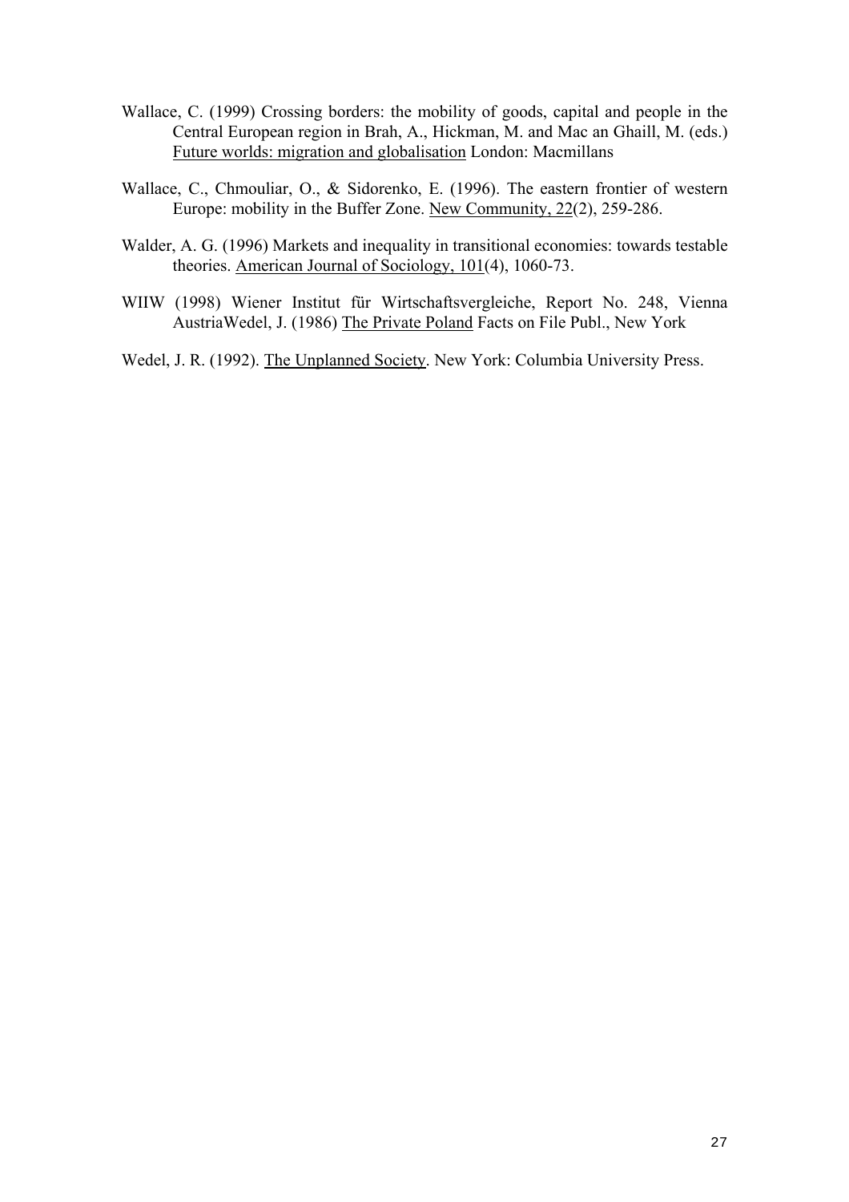Wallace, C. (1999) Crossing borders: the mobility of goods, capital and people in the Central European region in Brah, A., Hickman, M. and Mac an Ghaill, M. (eds.) Future worlds: migration and globalisation London: Macmillans

Wallace, C., Chmouliar, O., & Sidorenko, E. (1996). The eastern frontier of western Europe: mobility in the Buffer Zone. New Community, 22(2), 259-286.

Walder, A. G. (1996) Markets and inequality in transitional economies: towards testable theories. American Journal of Sociology, 101(4), 1060-73.

WIIW (1998) Wiener Institut für Wirtschaftsvergleiche, Report No. 248, Vienna AustriaWedel, J. (1986) The Private Poland Facts on File Publ., New York

Wedel, J. R. (1992). The Unplanned Society. New York: Columbia University Press.